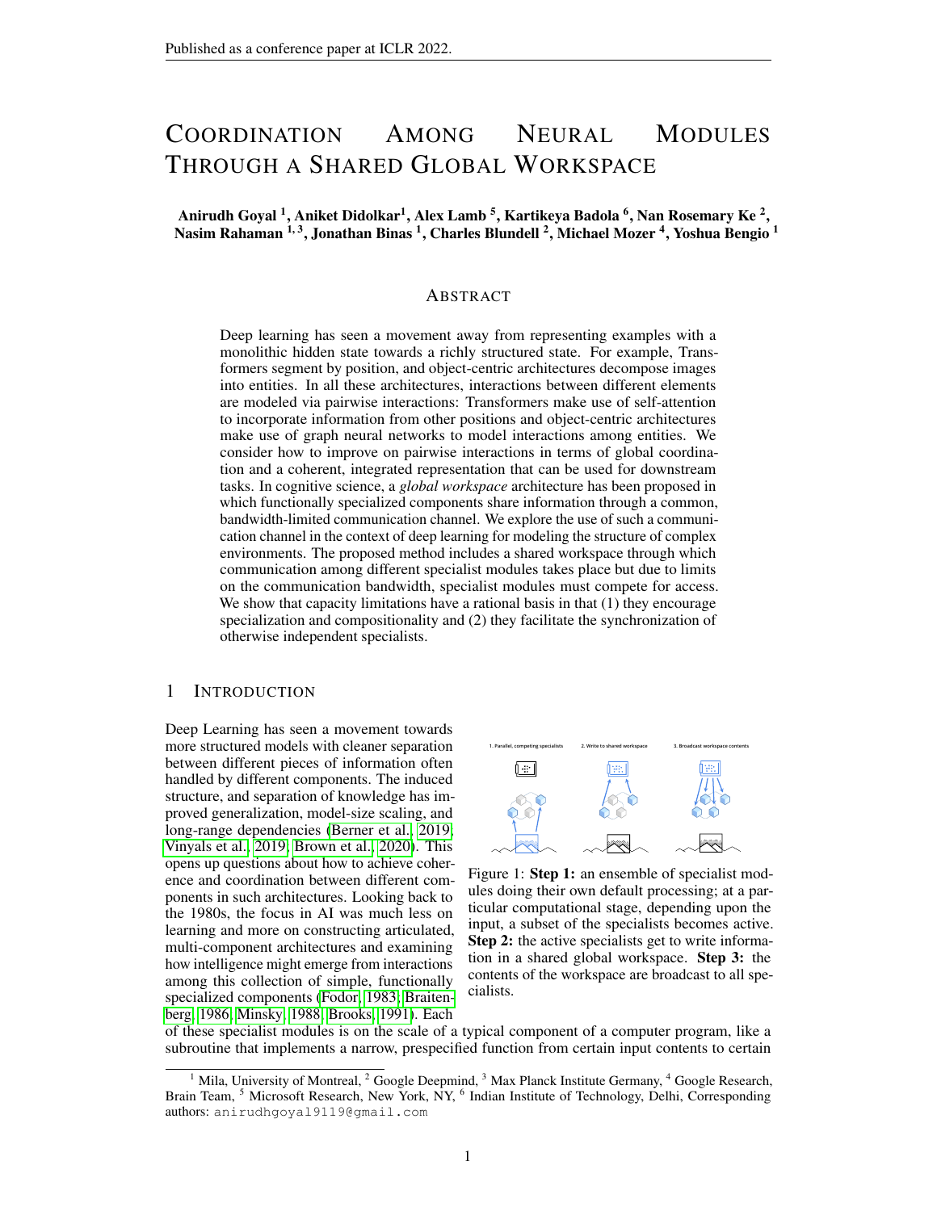# Coordination Among Neural Modules Through a Shared Global Workspace

**Anirudh Goyal [1], Aniket Didolkar[1], Alex Lamb [5], Kartikeya Badola [6], Nan Rosemary Ke [2], Nasim Rahaman [1, 3], Jonathan Binas [1], Charles Blundell [2], Michael Mozer [4], Yoshua Bengio [1]**

## Abstract

Deep learning has seen a movement away from representing examples with a monolithic hidden state towards a richly structured state. For example, Transformers segment by position, and object-centric architectures decompose images into entities. In all these architectures, interactions between different elements are modeled via pairwise interactions: Transformers make use of self-attention to incorporate information from other positions and object-centric architectures make use of graph neural networks to model interactions among entities. We consider how to improve on pairwise interactions in terms of global coordination and a coherent, integrated representation that can be used for downstream tasks. In cognitive science, a *global workspace* architecture has been proposed in which functionally specialized components share information through a common, bandwidth-limited communication channel. We explore the use of such a communication channel in the context of deep learning for modeling the structure of complex environments. The proposed method includes a shared workspace through which communication among different specialist modules takes place but due to limits on the communication bandwidth, specialist modules must compete for access. We show that capacity limitations have a rational basis in that (1) they encourage specialization and compositionality and (2) they facilitate the synchronization of otherwise independent specialists.

## 1 Introduction

Deep Learning has seen a movement towards more structured models with cleaner separation between different pieces of information often handled by different components. The induced structure, and separation of knowledge has improved generalization, model-size scaling, and long-range dependencies (Berner et al., 2019; Vinyals et al., 2019; Brown et al., 2020). This opens up questions about how to achieve coherence and coordination between different components in such architectures. Looking back to the 1980s, the focus in AI was much less on learning and more on constructing articulated, multi-component architectures and examining how intelligence might emerge from interactions among this collection of simple, functionally specialized components (Fodor, 1983; Braitenberg, 1986; Minsky, 1988; Brooks, 1991). Each of these specialist modules is on the scale of a typical component of a computer program, like a subroutine that implements a narrow, prespecified function from certain input contents to certain

Figure 1: **Step 1:** an ensemble of specialist modules doing their own default processing; at a particular computational stage, depending upon the input, a subset of the specialists becomes active. **Step 2:** the active specialists get to write information in a shared global workspace. **Step 3:** the contents of the workspace are broadcast to all specialists.

[1] Mila, University of Montreal, [2] Google Deepmind, [3] Max Planck Institute Germany, [4] Google Research, Brain Team, [5] Microsoft Research, New York, NY, [6] Indian Institute of Technology, Delhi, Corresponding authors: anirudhgoyal9119@gmail.com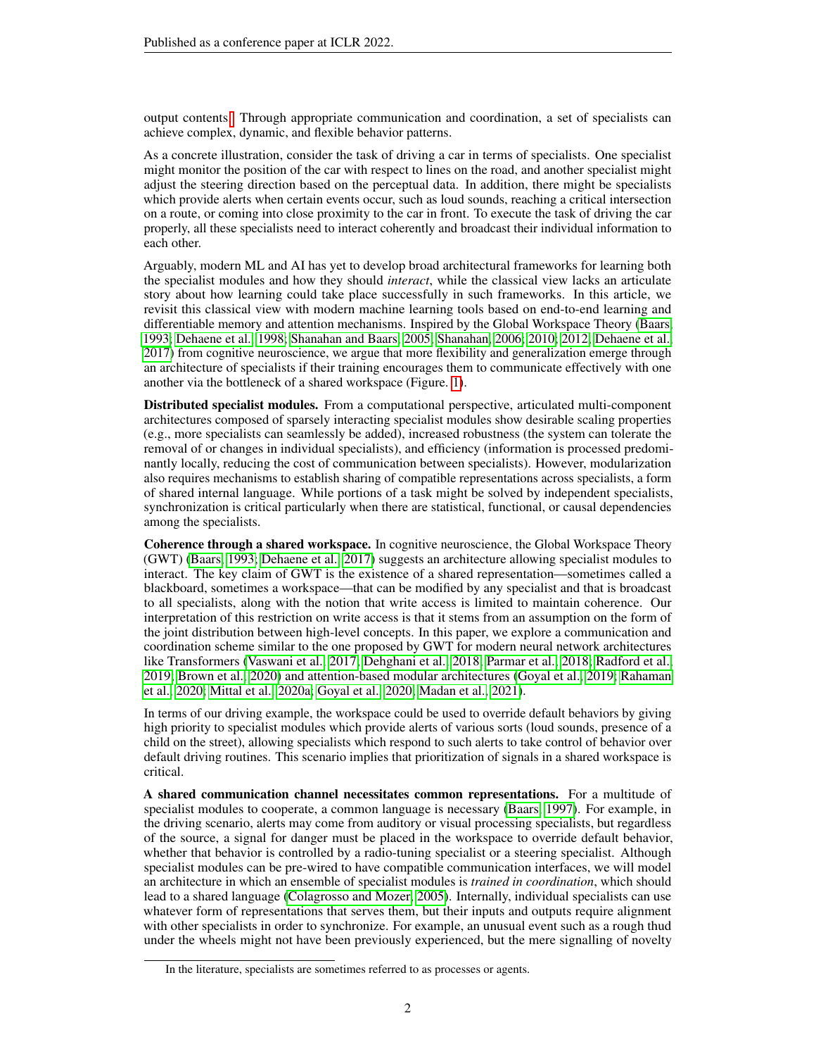output contents.[1] Through appropriate communication and coordination, a set of specialists can achieve complex, dynamic, and flexible behavior patterns.

As a concrete illustration, consider the task of driving a car in terms of specialists. One specialist might monitor the position of the car with respect to lines on the road, and another specialist might adjust the steering direction based on the perceptual data. In addition, there might be specialists which provide alerts when certain events occur, such as loud sounds, reaching a critical intersection on a route, or coming into close proximity to the car in front. To execute the task of driving the car properly, all these specialists need to interact coherently and broadcast their individual information to each other.

Arguably, modern ML and AI has yet to develop broad architectural frameworks for learning both the specialist modules and how they should *interact*, while the classical view lacks an articulate story about how learning could take place successfully in such frameworks. In this article, we revisit this classical view with modern machine learning tools based on end-to-end learning and differentiable memory and attention mechanisms. Inspired by the Global Workspace Theory (Baars, 1993; Dehaene et al., 1998; Shanahan and Baars, 2005; Shanahan, 2006; 2010; 2012; Dehaene et al., 2017) from cognitive neuroscience, we argue that more flexibility and generalization emerge through an architecture of specialists if their training encourages them to communicate effectively with one another via the bottleneck of a shared workspace (Figure. 1).

**Distributed specialist modules.** From a computational perspective, articulated multi-component architectures composed of sparsely interacting specialist modules show desirable scaling properties (e.g., more specialists can seamlessly be added), increased robustness (the system can tolerate the removal of or changes in individual specialists), and efficiency (information is processed predominantly locally, reducing the cost of communication between specialists). However, modularization also requires mechanisms to establish sharing of compatible representations across specialists, a form of shared internal language. While portions of a task might be solved by independent specialists, synchronization is critical particularly when there are statistical, functional, or causal dependencies among the specialists.

**Coherence through a shared workspace.** In cognitive neuroscience, the Global Workspace Theory (GWT) (Baars, 1993; Dehaene et al., 2017) suggests an architecture allowing specialist modules to interact. The key claim of GWT is the existence of a shared representation—sometimes called a blackboard, sometimes a workspace—that can be modified by any specialist and that is broadcast to all specialists, along with the notion that write access is limited to maintain coherence. Our interpretation of this restriction on write access is that it stems from an assumption on the form of the joint distribution between high-level concepts. In this paper, we explore a communication and coordination scheme similar to the one proposed by GWT for modern neural network architectures like Transformers (Vaswani et al., 2017; Dehghani et al., 2018; Parmar et al., 2018; Radford et al., 2019; Brown et al., 2020) and attention-based modular architectures (Goyal et al., 2019; Rahaman et al., 2020; Mittal et al., 2020a; Goyal et al., 2020; Madan et al., 2021).

In terms of our driving example, the workspace could be used to override default behaviors by giving high priority to specialist modules which provide alerts of various sorts (loud sounds, presence of a child on the street), allowing specialists which respond to such alerts to take control of behavior over default driving routines. This scenario implies that prioritization of signals in a shared workspace is critical.

**A shared communication channel necessitates common representations.** For a multitude of specialist modules to cooperate, a common language is necessary (Baars, 1997). For example, in the driving scenario, alerts may come from auditory or visual processing specialists, but regardless of the source, a signal for danger must be placed in the workspace to override default behavior, whether that behavior is controlled by a radio-tuning specialist or a steering specialist. Although specialist modules can be pre-wired to have compatible communication interfaces, we will model an architecture in which an ensemble of specialist modules is *trained in coordination*, which should lead to a shared language (Colagrosso and Mozer, 2005). Internally, individual specialists can use whatever form of representations that serves them, but their inputs and outputs require alignment with other specialists in order to synchronize. For example, an unusual event such as a rough thud under the wheels might not have been previously experienced, but the mere signalling of novelty

[1] In the literature, specialists are sometimes referred to as processes or agents.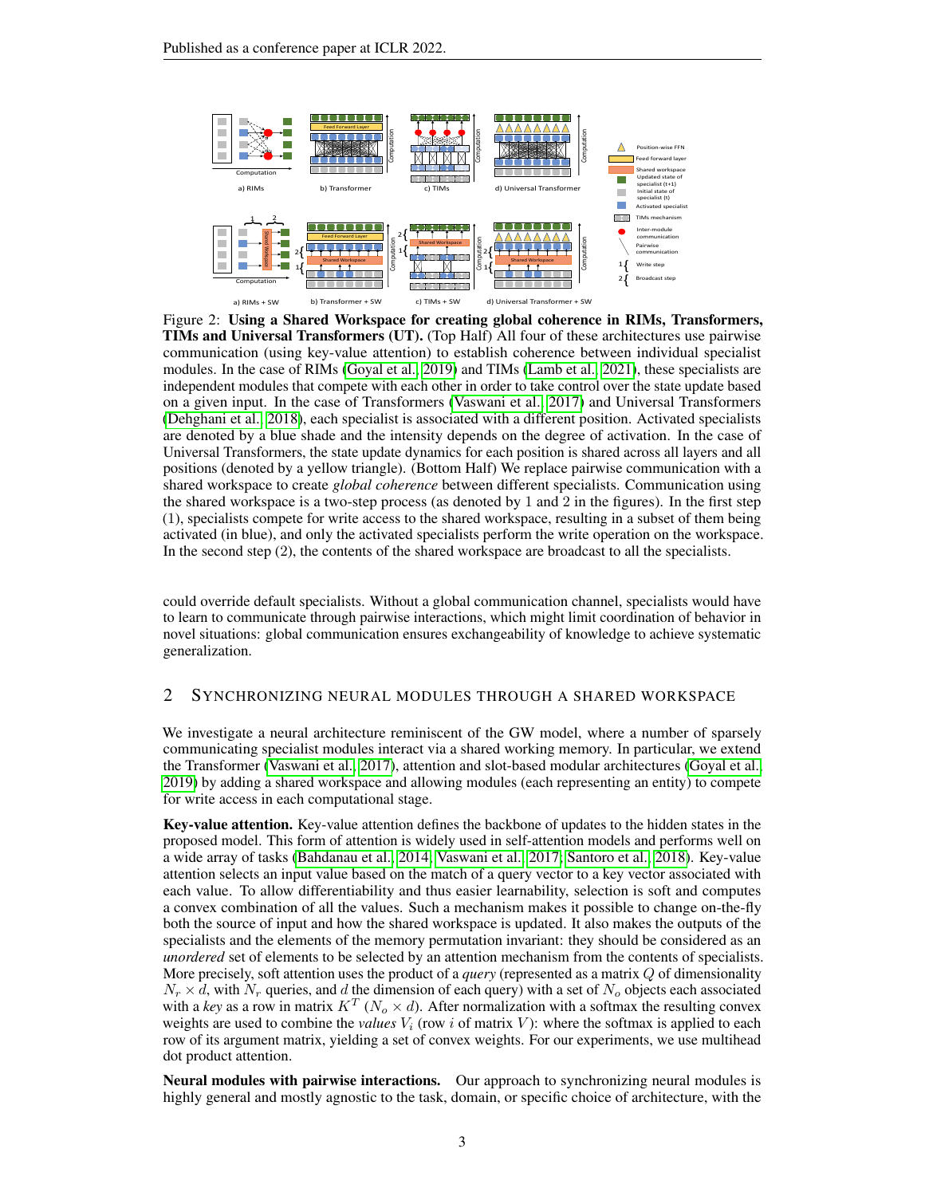Figure 2: **Using a Shared Workspace for creating global coherence in RIMs, Transformers, TIMs and Universal Transformers (UT).** (Top Half) All four of these architectures use pairwise communication (using key-value attention) to establish coherence between individual specialist modules. In the case of RIMs (Goyal et al., 2019) and TIMs (Lamb et al., 2021), these specialists are independent modules that compete with each other in order to take control over the state update based on a given input. In the case of Transformers (Vaswani et al., 2017) and Universal Transformers (Dehghani et al., 2018), each specialist is associated with a different position. Activated specialists are denoted by a blue shade and the intensity depends on the degree of activation. In the case of Universal Transformers, the state update dynamics for each position is shared across all layers and all positions (denoted by a yellow triangle). (Bottom Half) We replace pairwise communication with a shared workspace to create *global coherence* between different specialists. Communication using the shared workspace is a two-step process (as denoted by 1 and 2 in the figures). In the first step (1), specialists compete for write access to the shared workspace, resulting in a subset of them being activated (in blue), and only the activated specialists perform the write operation on the workspace. In the second step (2), the contents of the shared workspace are broadcast to all the specialists.

could override default specialists. Without a global communication channel, specialists would have to learn to communicate through pairwise interactions, which might limit coordination of behavior in novel situations: global communication ensures exchangeability of knowledge to achieve systematic generalization.

## 2 Synchronizing Neural Modules Through a Shared Workspace

We investigate a neural architecture reminiscent of the GW model, where a number of sparsely communicating specialist modules interact via a shared working memory. In particular, we extend the Transformer (Vaswani et al., 2017), attention and slot-based modular architectures (Goyal et al., 2019) by adding a shared workspace and allowing modules (each representing an entity) to compete for write access in each computational stage.

**Key-value attention.** Key-value attention defines the backbone of updates to the hidden states in the proposed model. This form of attention is widely used in self-attention models and performs well on a wide array of tasks (Bahdanau et al., 2014; Vaswani et al., 2017; Santoro et al., 2018). Key-value attention selects an input value based on the match of a query vector to a key vector associated with each value. To allow differentiability and thus easier learnability, selection is soft and computes a convex combination of all the values. Such a mechanism makes it possible to change on-the-fly both the source of input and how the shared workspace is updated. It also makes the outputs of the specialists and the elements of the memory permutation invariant: they should be considered as an *unordered* set of elements to be selected by an attention mechanism from the contents of specialists. More precisely, soft attention uses the product of a *query* (represented as a matrix $Q$ of dimensionality $N_r \times d$, with $N_r$ queries, and $d$ the dimension of each query) with a set of $N_o$ objects each associated with a *key* as a row in matrix $K^T$ ($N_o \times d$). After normalization with a softmax the resulting convex weights are used to combine the *values* $V_i$ (row $i$ of matrix $V$): where the softmax is applied to each row of its argument matrix, yielding a set of convex weights. For our experiments, we use multihead dot product attention.

**Neural modules with pairwise interactions.** Our approach to synchronizing neural modules is highly general and mostly agnostic to the task, domain, or specific choice of architecture, with the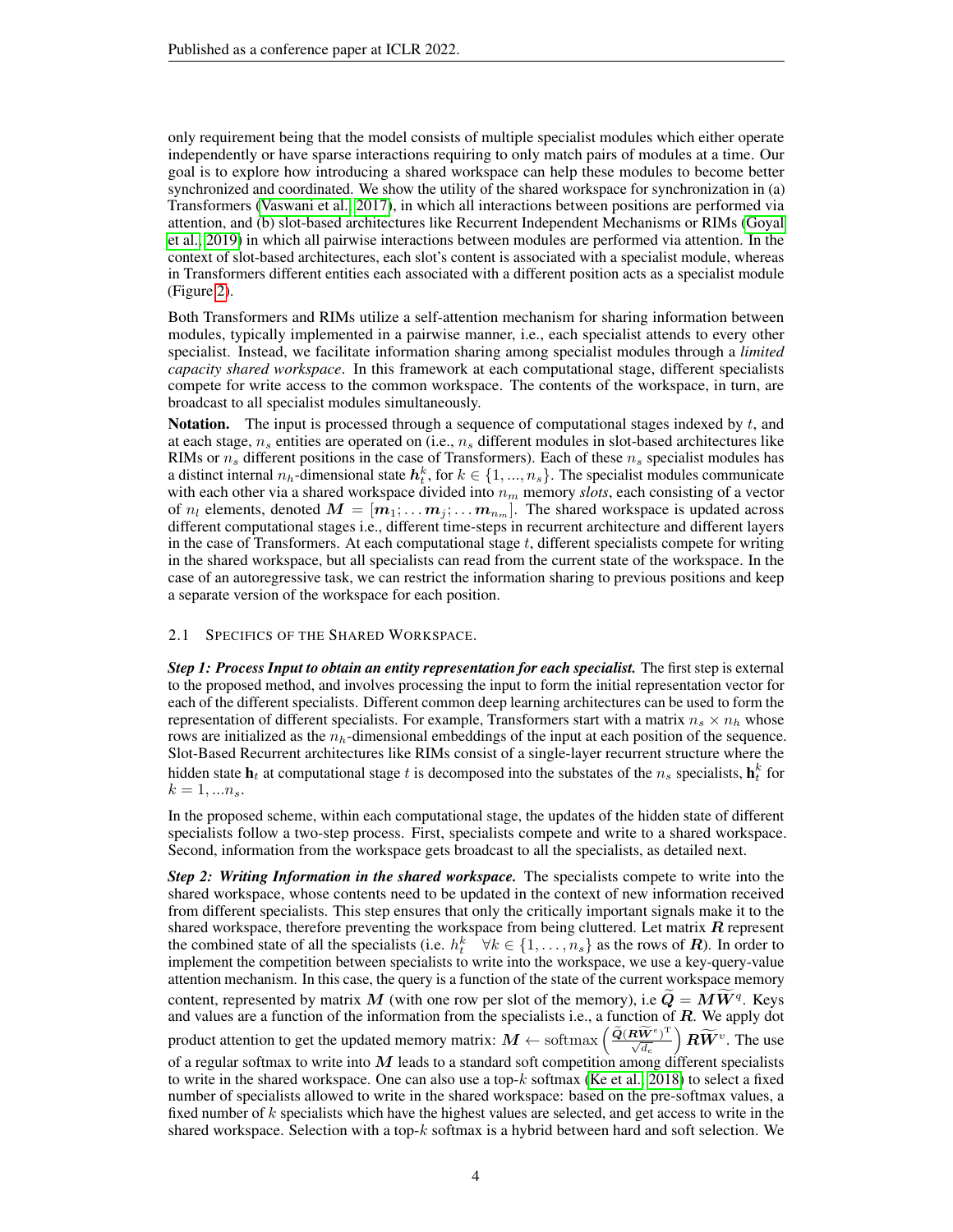only requirement being that the model consists of multiple specialist modules which either operate independently or have sparse interactions requiring to only match pairs of modules at a time. Our goal is to explore how introducing a shared workspace can help these modules to become better synchronized and coordinated. We show the utility of the shared workspace for synchronization in (a) Transformers (Vaswani et al., 2017), in which all interactions between positions are performed via attention, and (b) slot-based architectures like Recurrent Independent Mechanisms or RIMs (Goyal et al., 2019) in which all pairwise interactions between modules are performed via attention. In the context of slot-based architectures, each slot's content is associated with a specialist module, whereas in Transformers different entities each associated with a different position acts as a specialist module (Figure 2).

Both Transformers and RIMs utilize a self-attention mechanism for sharing information between modules, typically implemented in a pairwise manner, i.e., each specialist attends to every other specialist. Instead, we facilitate information sharing among specialist modules through a *limited capacity shared workspace*. In this framework at each computational stage, different specialists compete for write access to the common workspace. The contents of the workspace, in turn, are broadcast to all specialist modules simultaneously.

**Notation.** The input is processed through a sequence of computational stages indexed by $t$, and at each stage, $n_s$ entities are operated on (i.e., $n_s$ different modules in slot-based architectures like RIMs or $n_s$ different positions in the case of Transformers). Each of these $n_s$ specialist modules has a distinct internal $n_h$-dimensional state $\boldsymbol{h}_t^k$, for $k \in \{1, ..., n_s\}$. The specialist modules communicate with each other via a shared workspace divided into $n_m$ memory *slots*, each consisting of a vector of $n_l$ elements, denoted $\boldsymbol{M} = [\boldsymbol{m}_1; \dots \boldsymbol{m}_j; \dots \boldsymbol{m}_{n_m}]$. The shared workspace is updated across different computational stages i.e., different time-steps in recurrent architecture and different layers in the case of Transformers. At each computational stage $t$, different specialists compete for writing in the shared workspace, but all specialists can read from the current state of the workspace. In the case of an autoregressive task, we can restrict the information sharing to previous positions and keep a separate version of the workspace for each position.

### 2.1 Specifics of the Shared Workspace.

***Step 1: Process Input to obtain an entity representation for each specialist.*** The first step is external to the proposed method, and involves processing the input to form the initial representation vector for each of the different specialists. Different common deep learning architectures can be used to form the representation of different specialists. For example, Transformers start with a matrix $n_s \times n_h$ whose rows are initialized as the $n_h$-dimensional embeddings of the input at each position of the sequence. Slot-Based Recurrent architectures like RIMs consist of a single-layer recurrent structure where the hidden state $\mathbf{h}_t$ at computational stage $t$ is decomposed into the substates of the $n_s$ specialists, $\mathbf{h}_t^k$ for $k = 1, ...n_s$.

In the proposed scheme, within each computational stage, the updates of the hidden state of different specialists follow a two-step process. First, specialists compete and write to a shared workspace. Second, information from the workspace gets broadcast to all the specialists, as detailed next.

***Step 2: Writing Information in the shared workspace.*** The specialists compete to write into the shared workspace, whose contents need to be updated in the context of new information received from different specialists. This step ensures that only the critically important signals make it to the shared workspace, therefore preventing the workspace from being cluttered. Let matrix $\boldsymbol{R}$ represent the combined state of all the specialists (i.e. $h_t^k \quad \forall k \in \{1, \dots, n_s\}$ as the rows of $\boldsymbol{R}$). In order to implement the competition between specialists to write into the workspace, we use a key-query-value attention mechanism. In this case, the query is a function of the state of the current workspace memory content, represented by matrix $\boldsymbol{M}$ (with one row per slot of the memory), i.e $\widetilde{\boldsymbol{Q}} = \boldsymbol{M}\widetilde{\boldsymbol{W}}^q$. Keys and values are a function of the information from the specialists i.e., a function of $\boldsymbol{R}$. We apply dot product attention to get the updated memory matrix: $\boldsymbol{M} \leftarrow \mathrm{softmax}\left(\frac{\widetilde{\boldsymbol{Q}}(\boldsymbol{R}\widetilde{\boldsymbol{W}}^e)^{\mathrm{T}}}{\sqrt{d_e}}\right)\boldsymbol{R}\widetilde{\boldsymbol{W}}^v$. The use of a regular softmax to write into $\boldsymbol{M}$ leads to a standard soft competition among different specialists to write in the shared workspace. One can also use a top-$k$ softmax (Ke et al., 2018) to select a fixed number of specialists allowed to write in the shared workspace: based on the pre-softmax values, a fixed number of $k$ specialists which have the highest values are selected, and get access to write in the shared workspace. Selection with a top-$k$ softmax is a hybrid between hard and soft selection. We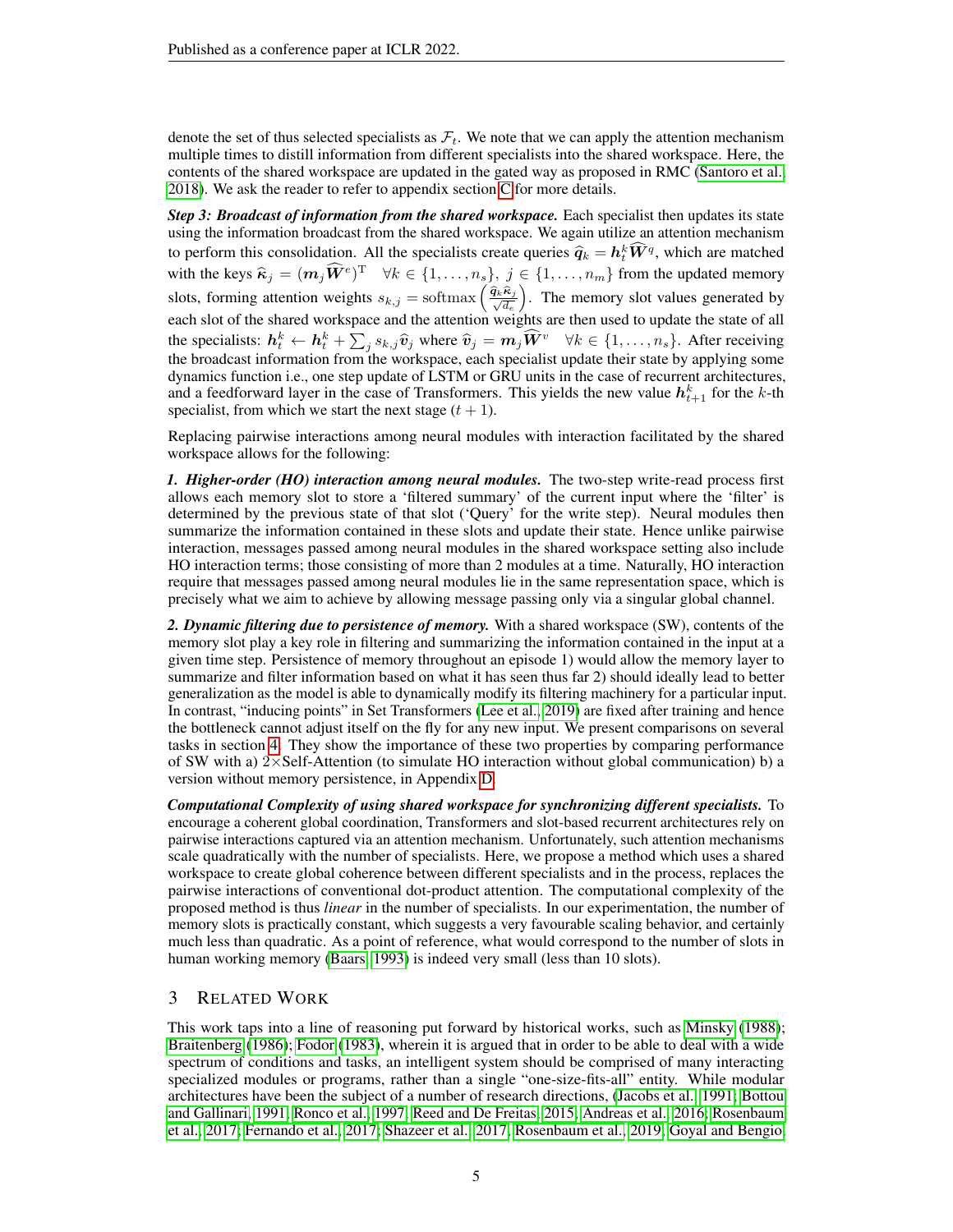denote the set of thus selected specialists as $\mathcal{F}_t$. We note that we can apply the attention mechanism multiple times to distill information from different specialists into the shared workspace. Here, the contents of the shared workspace are updated in the gated way as proposed in RMC (Santoro et al., 2018). We ask the reader to refer to appendix section C for more details.

***Step 3: Broadcast of information from the shared workspace.*** Each specialist then updates its state using the information broadcast from the shared workspace. We again utilize an attention mechanism to perform this consolidation. All the specialists create queries $\widehat{\boldsymbol{q}}_k = \boldsymbol{h}_t^k \widehat{\boldsymbol{W}}^q$, which are matched with the keys $\widehat{\boldsymbol{\kappa}}_j = (\boldsymbol{m}_j \widehat{\boldsymbol{W}}^e)^{\mathrm{T}} \quad \forall k \in \{1, \ldots, n_s\},\ j \in \{1, \ldots, n_m\}$ from the updated memory slots, forming attention weights $s_{k,j} = \mathrm{softmax}\left(\frac{\widehat{\boldsymbol{q}}_k \widehat{\boldsymbol{\kappa}}_j}{\sqrt{d_e}}\right)$. The memory slot values generated by each slot of the shared workspace and the attention weights are then used to update the state of all the specialists: $\boldsymbol{h}_t^k \leftarrow \boldsymbol{h}_t^k + \sum_j s_{k,j} \widehat{\boldsymbol{v}}_j$ where $\widehat{\boldsymbol{v}}_j = \boldsymbol{m}_j \widehat{\boldsymbol{W}}^v \quad \forall k \in \{1, \ldots, n_s\}$. After receiving the broadcast information from the workspace, each specialist update their state by applying some dynamics function i.e., one step update of LSTM or GRU units in the case of recurrent architectures, and a feedforward layer in the case of Transformers. This yields the new value $\boldsymbol{h}_{t+1}^k$ for the $k$-th specialist, from which we start the next stage $(t+1)$.

Replacing pairwise interactions among neural modules with interaction facilitated by the shared workspace allows for the following:

***1. Higher-order (HO) interaction among neural modules.*** The two-step write-read process first allows each memory slot to store a 'filtered summary' of the current input where the 'filter' is determined by the previous state of that slot ('Query' for the write step). Neural modules then summarize the information contained in these slots and update their state. Hence unlike pairwise interaction, messages passed among neural modules in the shared workspace setting also include HO interaction terms; those consisting of more than 2 modules at a time. Naturally, HO interaction require that messages passed among neural modules lie in the same representation space, which is precisely what we aim to achieve by allowing message passing only via a singular global channel.

***2. Dynamic filtering due to persistence of memory.*** With a shared workspace (SW), contents of the memory slot play a key role in filtering and summarizing the information contained in the input at a given time step. Persistence of memory throughout an episode 1) would allow the memory layer to summarize and filter information based on what it has seen thus far 2) should ideally lead to better generalization as the model is able to dynamically modify its filtering machinery for a particular input. In contrast, "inducing points" in Set Transformers (Lee et al., 2019) are fixed after training and hence the bottleneck cannot adjust itself on the fly for any new input. We present comparisons on several tasks in section 4. They show the importance of these two properties by comparing performance of SW with a) $2\times$Self-Attention (to simulate HO interaction without global communication) b) a version without memory persistence, in Appendix D.

***Computational Complexity of using shared workspace for synchronizing different specialists.*** To encourage a coherent global coordination, Transformers and slot-based recurrent architectures rely on pairwise interactions captured via an attention mechanism. Unfortunately, such attention mechanisms scale quadratically with the number of specialists. Here, we propose a method which uses a shared workspace to create global coherence between different specialists and in the process, replaces the pairwise interactions of conventional dot-product attention. The computational complexity of the proposed method is thus *linear* in the number of specialists. In our experimentation, the number of memory slots is practically constant, which suggests a very favourable scaling behavior, and certainly much less than quadratic. As a point of reference, what would correspond to the number of slots in human working memory (Baars, 1993) is indeed very small (less than 10 slots).

## 3 Related Work

This work taps into a line of reasoning put forward by historical works, such as Minsky (1988); Braitenberg (1986); Fodor (1983), wherein it is argued that in order to be able to deal with a wide spectrum of conditions and tasks, an intelligent system should be comprised of many interacting specialized modules or programs, rather than a single "one-size-fits-all" entity. While modular architectures have been the subject of a number of research directions, (Jacobs et al., 1991; Bottou and Gallinari, 1991; Ronco et al., 1997; Reed and De Freitas, 2015; Andreas et al., 2016; Rosenbaum et al., 2017; Fernando et al., 2017; Shazeer et al., 2017; Rosenbaum et al., 2019; Goyal and Bengio,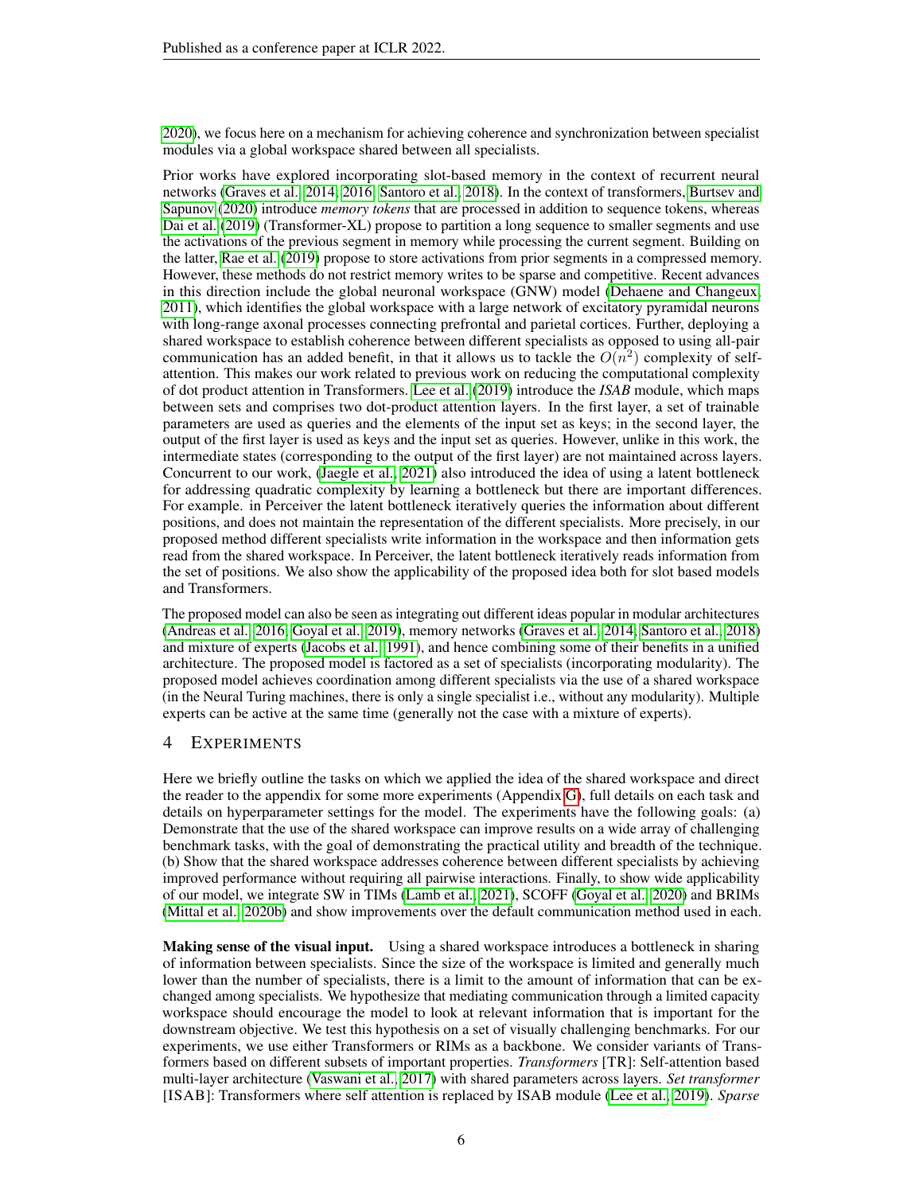2020), we focus here on a mechanism for achieving coherence and synchronization between specialist modules via a global workspace shared between all specialists.

Prior works have explored incorporating slot-based memory in the context of recurrent neural networks (Graves et al., 2014; 2016; Santoro et al., 2018). In the context of transformers, Burtsev and Sapunov (2020) introduce *memory tokens* that are processed in addition to sequence tokens, whereas Dai et al. (2019) (Transformer-XL) propose to partition a long sequence to smaller segments and use the activations of the previous segment in memory while processing the current segment. Building on the latter, Rae et al. (2019) propose to store activations from prior segments in a compressed memory. However, these methods do not restrict memory writes to be sparse and competitive. Recent advances in this direction include the global neuronal workspace (GNW) model (Dehaene and Changeux, 2011), which identifies the global workspace with a large network of excitatory pyramidal neurons with long-range axonal processes connecting prefrontal and parietal cortices. Further, deploying a shared workspace to establish coherence between different specialists as opposed to using all-pair communication has an added benefit, in that it allows us to tackle the $O(n^2)$ complexity of self-attention. This makes our work related to previous work on reducing the computational complexity of dot product attention in Transformers. Lee et al. (2019) introduce the *ISAB* module, which maps between sets and comprises two dot-product attention layers. In the first layer, a set of trainable parameters are used as queries and the elements of the input set as keys; in the second layer, the output of the first layer is used as keys and the input set as queries. However, unlike in this work, the intermediate states (corresponding to the output of the first layer) are not maintained across layers. Concurrent to our work, (Jaegle et al., 2021) also introduced the idea of using a latent bottleneck for addressing quadratic complexity by learning a bottleneck but there are important differences. For example. in Perceiver the latent bottleneck iteratively queries the information about different positions, and does not maintain the representation of the different specialists. More precisely, in our proposed method different specialists write information in the workspace and then information gets read from the shared workspace. In Perceiver, the latent bottleneck iteratively reads information from the set of positions. We also show the applicability of the proposed idea both for slot based models and Transformers.

The proposed model can also be seen as integrating out different ideas popular in modular architectures (Andreas et al., 2016; Goyal et al., 2019), memory networks (Graves et al., 2014; Santoro et al., 2018) and mixture of experts (Jacobs et al., 1991), and hence combining some of their benefits in a unified architecture. The proposed model is factored as a set of specialists (incorporating modularity). The proposed model achieves coordination among different specialists via the use of a shared workspace (in the Neural Turing machines, there is only a single specialist i.e., without any modularity). Multiple experts can be active at the same time (generally not the case with a mixture of experts).

# 4 Experiments

Here we briefly outline the tasks on which we applied the idea of the shared workspace and direct the reader to the appendix for some more experiments (Appendix G), full details on each task and details on hyperparameter settings for the model. The experiments have the following goals: (a) Demonstrate that the use of the shared workspace can improve results on a wide array of challenging benchmark tasks, with the goal of demonstrating the practical utility and breadth of the technique. (b) Show that the shared workspace addresses coherence between different specialists by achieving improved performance without requiring all pairwise interactions. Finally, to show wide applicability of our model, we integrate SW in TIMs (Lamb et al., 2021), SCOFF (Goyal et al., 2020) and BRIMs (Mittal et al., 2020b) and show improvements over the default communication method used in each.

**Making sense of the visual input.** Using a shared workspace introduces a bottleneck in sharing of information between specialists. Since the size of the workspace is limited and generally much lower than the number of specialists, there is a limit to the amount of information that can be exchanged among specialists. We hypothesize that mediating communication through a limited capacity workspace should encourage the model to look at relevant information that is important for the downstream objective. We test this hypothesis on a set of visually challenging benchmarks. For our experiments, we use either Transformers or RIMs as a backbone. We consider variants of Transformers based on different subsets of important properties. *Transformers* [TR]: Self-attention based multi-layer architecture (Vaswani et al., 2017) with shared parameters across layers. *Set transformer* [ISAB]: Transformers where self attention is replaced by ISAB module (Lee et al., 2019). *Sparse*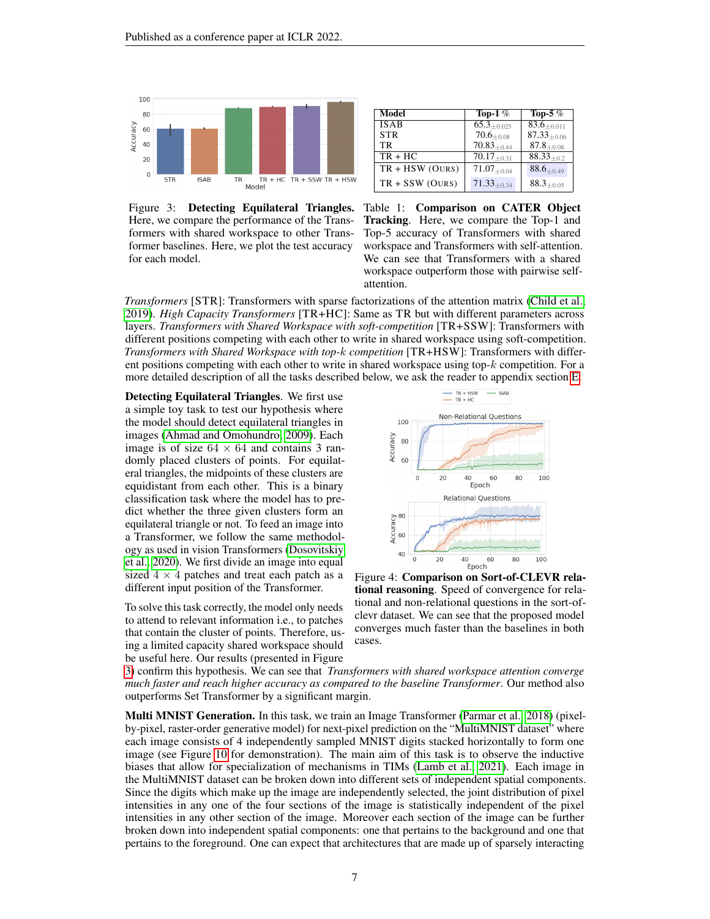Figure 3: **Detecting Equilateral Triangles.** Here, we compare the performance of the Transformers with shared workspace to other Transformer baselines. Here, we plot the test accuracy for each model.

| Model | Top-1 % | Top-5 % |
|---|---|---|
| ISAB | $65.3_{\pm 0.025}$ | $83.6_{\pm 0.011}$ |
| STR | $70.6_{\pm 0.08}$ | $87.33_{\pm 0.06}$ |
| TR | $70.83_{\pm 0.44}$ | $87.8_{\pm 0.08}$ |
| TR + HC | $70.17_{\pm 0.31}$ | $88.33_{\pm 0.2}$ |
| TR + HSW (OURS) | $71.07_{\pm 0.04}$ | $88.6_{\pm 0.49}$ |
| TR + SSW (OURS) | $71.33_{\pm 0.34}$ | $88.3_{\pm 0.05}$ |

Table 1: **Comparison on CATER Object Tracking**. Here, we compare the Top-1 and Top-5 accuracy of Transformers with shared workspace and Transformers with self-attention. We can see that Transformers with a shared workspace outperform those with pairwise self-attention.

*Transformers* [STR]: Transformers with sparse factorizations of the attention matrix (Child et al., 2019). *High Capacity Transformers* [TR+HC]: Same as TR but with different parameters across layers. *Transformers with Shared Workspace with soft-competition* [TR+SSW]: Transformers with different positions competing with each other to write in shared workspace using soft-competition. *Transformers with Shared Workspace with top-k competition* [TR+HSW]: Transformers with different positions competing with each other to write in shared workspace using top-$k$ competition. For a more detailed description of all the tasks described below, we ask the reader to appendix section E.

**Detecting Equilateral Triangles**. We first use a simple toy task to test our hypothesis where the model should detect equilateral triangles in images (Ahmad and Omohundro, 2009). Each image is of size $64 \times 64$ and contains 3 randomly placed clusters of points. For equilateral triangles, the midpoints of these clusters are equidistant from each other. This is a binary classification task where the model has to predict whether the three given clusters form an equilateral triangle or not. To feed an image into a Transformer, we follow the same methodology as used in vision Transformers (Dosovitskiy et al., 2020). We first divide an image into equal sized $4 \times 4$ patches and treat each patch as a different input position of the Transformer.

To solve this task correctly, the model only needs to attend to relevant information i.e., to patches that contain the cluster of points. Therefore, using a limited capacity shared workspace should be useful here. Our results (presented in Figure 3) confirm this hypothesis. We can see that *Transformers with shared workspace attention converge much faster and reach higher accuracy as compared to the baseline Transformer*. Our method also outperforms Set Transformer by a significant margin.

Figure 4: **Comparison on Sort-of-CLEVR relational reasoning**. Speed of convergence for relational and non-relational questions in the sort-of-clevr dataset. We can see that the proposed model converges much faster than the baselines in both cases.

**Multi MNIST Generation.** In this task, we train an Image Transformer (Parmar et al., 2018) (pixel-by-pixel, raster-order generative model) for next-pixel prediction on the "MultiMNIST dataset" where each image consists of 4 independently sampled MNIST digits stacked horizontally to form one image (see Figure 10 for demonstration). The main aim of this task is to observe the inductive biases that allow for specialization of mechanisms in TIMs (Lamb et al., 2021). Each image in the MultiMNIST dataset can be broken down into different sets of independent spatial components. Since the digits which make up the image are independently selected, the joint distribution of pixel intensities in any one of the four sections of the image is statistically independent of the pixel intensities in any other section of the image. Moreover each section of the image can be further broken down into independent spatial components: one that pertains to the background and one that pertains to the foreground. One can expect that architectures that are made up of sparsely interacting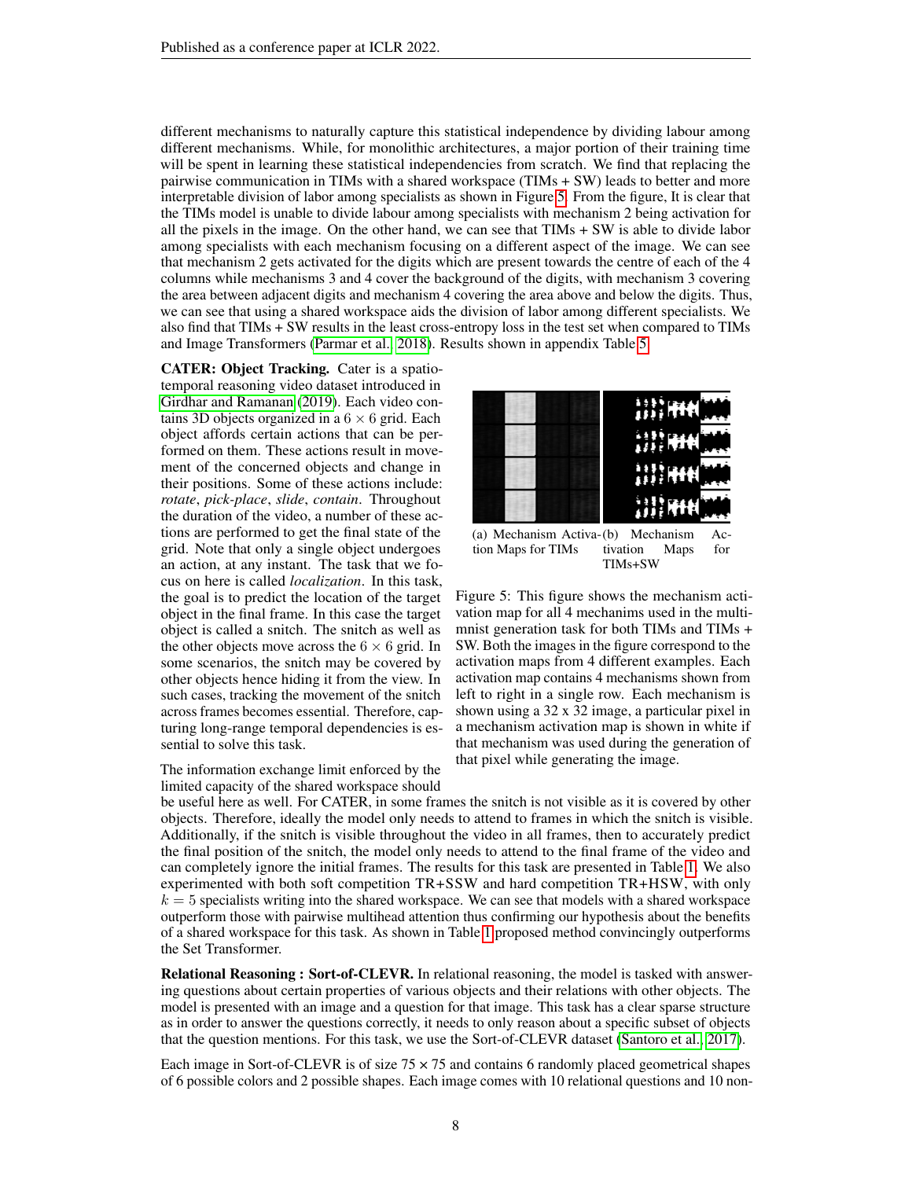different mechanisms to naturally capture this statistical independence by dividing labour among different mechanisms. While, for monolithic architectures, a major portion of their training time will be spent in learning these statistical independencies from scratch. We find that replacing the pairwise communication in TIMs with a shared workspace (TIMs + SW) leads to better and more interpretable division of labor among specialists as shown in Figure 5. From the figure, It is clear that the TIMs model is unable to divide labour among specialists with mechanism 2 being activation for all the pixels in the image. On the other hand, we can see that TIMs + SW is able to divide labor among specialists with each mechanism focusing on a different aspect of the image. We can see that mechanism 2 gets activated for the digits which are present towards the centre of each of the 4 columns while mechanisms 3 and 4 cover the background of the digits, with mechanism 3 covering the area between adjacent digits and mechanism 4 covering the area above and below the digits. Thus, we can see that using a shared workspace aids the division of labor among different specialists. We also find that TIMs + SW results in the least cross-entropy loss in the test set when compared to TIMs and Image Transformers (Parmar et al., 2018). Results shown in appendix Table 5.

**CATER: Object Tracking.** Cater is a spatio-temporal reasoning video dataset introduced in Girdhar and Ramanan (2019). Each video contains 3D objects organized in a $6 \times 6$ grid. Each object affords certain actions that can be performed on them. These actions result in movement of the concerned objects and change in their positions. Some of these actions include: *rotate*, *pick-place*, *slide*, *contain*. Throughout the duration of the video, a number of these actions are performed to get the final state of the grid. Note that only a single object undergoes an action, at any instant. The task that we focus on here is called *localization*. In this task, the goal is to predict the location of the target object in the final frame. In this case the target object is called a snitch. The snitch as well as the other objects move across the $6 \times 6$ grid. In some scenarios, the snitch may be covered by other objects hence hiding it from the view. In such cases, tracking the movement of the snitch across frames becomes essential. Therefore, capturing long-range temporal dependencies is essential to solve this task.

(a) Mechanism Activation Maps for TIMs (b) Mechanism Activation Maps for TIMs+SW

Figure 5: This figure shows the mechanism activation map for all 4 mechanims used in the multi-mnist generation task for both TIMs and TIMs + SW. Both the images in the figure correspond to the activation maps from 4 different examples. Each activation map contains 4 mechanisms shown from left to right in a single row. Each mechanism is shown using a 32 x 32 image, a particular pixel in a mechanism activation map is shown in white if that mechanism was used during the generation of that pixel while generating the image.

The information exchange limit enforced by the limited capacity of the shared workspace should be useful here as well. For CATER, in some frames the snitch is not visible as it is covered by other objects. Therefore, ideally the model only needs to attend to frames in which the snitch is visible. Additionally, if the snitch is visible throughout the video in all frames, then to accurately predict the final position of the snitch, the model only needs to attend to the final frame of the video and can completely ignore the initial frames. The results for this task are presented in Table 1. We also experimented with both soft competition TR+SSW and hard competition TR+HSW, with only $k = 5$ specialists writing into the shared workspace. We can see that models with a shared workspace outperform those with pairwise multihead attention thus confirming our hypothesis about the benefits of a shared workspace for this task. As shown in Table 1 proposed method convincingly outperforms the Set Transformer.

**Relational Reasoning : Sort-of-CLEVR.** In relational reasoning, the model is tasked with answering questions about certain properties of various objects and their relations with other objects. The model is presented with an image and a question for that image. This task has a clear sparse structure as in order to answer the questions correctly, it needs to only reason about a specific subset of objects that the question mentions. For this task, we use the Sort-of-CLEVR dataset (Santoro et al., 2017).

Each image in Sort-of-CLEVR is of size $75 \times 75$ and contains 6 randomly placed geometrical shapes of 6 possible colors and 2 possible shapes. Each image comes with 10 relational questions and 10 non-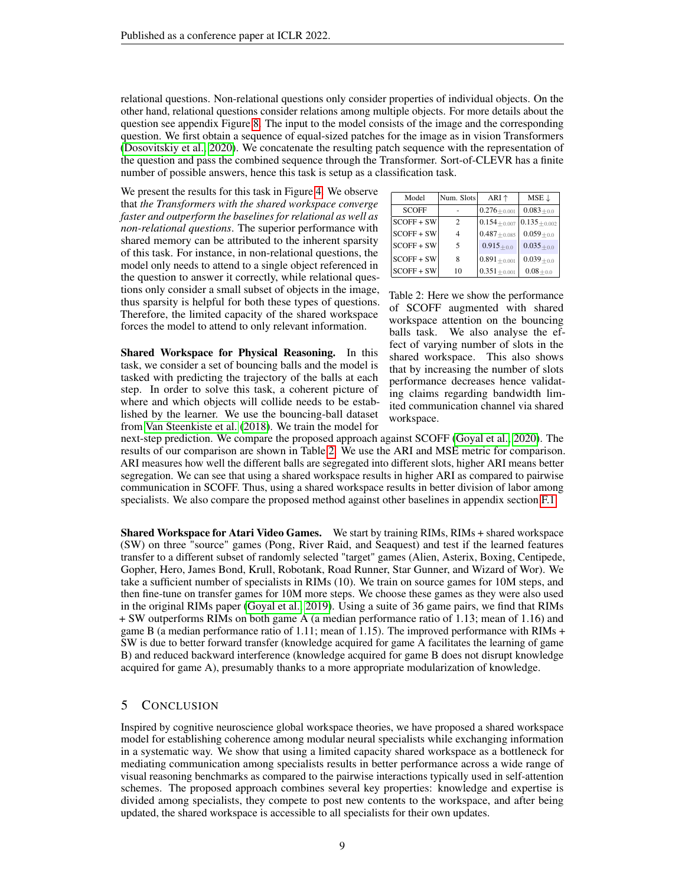relational questions. Non-relational questions only consider properties of individual objects. On the other hand, relational questions consider relations among multiple objects. For more details about the question see appendix Figure 8. The input to the model consists of the image and the corresponding question. We first obtain a sequence of equal-sized patches for the image as in vision Transformers (Dosovitskiy et al., 2020). We concatenate the resulting patch sequence with the representation of the question and pass the combined sequence through the Transformer. Sort-of-CLEVR has a finite number of possible answers, hence this task is setup as a classification task.

We present the results for this task in Figure 4. We observe that *the Transformers with the shared workspace converge faster and outperform the baselines for relational as well as non-relational questions*. The superior performance with shared memory can be attributed to the inherent sparsity of this task. For instance, in non-relational questions, the model only needs to attend to a single object referenced in the question to answer it correctly, while relational questions only consider a small subset of objects in the image, thus sparsity is helpful for both these types of questions. Therefore, the limited capacity of the shared workspace forces the model to attend to only relevant information.

| Model | Num. Slots | ARI ↑ | MSE ↓ |
|---|---|---|---|
| SCOFF | - | $0.276_{\pm 0.001}$ | $0.083_{\pm 0.0}$ |
| SCOFF + SW | 2 | $0.154_{\pm 0.007}$ | $0.135_{\pm 0.002}$ |
| SCOFF + SW | 4 | $0.487_{\pm 0.085}$ | $0.059_{\pm 0.0}$ |
| SCOFF + SW | 5 | $0.915_{\pm 0.0}$ | $0.035_{\pm 0.0}$ |
| SCOFF + SW | 8 | $0.891_{\pm 0.001}$ | $0.039_{\pm 0.0}$ |
| SCOFF + SW | 10 | $0.351_{\pm 0.001}$ | $0.08_{\pm 0.0}$ |

Table 2: Here we show the performance of SCOFF augmented with shared workspace attention on the bouncing balls task. We also analyse the effect of varying number of slots in the shared workspace. This also shows that by increasing the number of slots performance decreases hence validating claims regarding bandwidth limited communication channel via shared workspace.

**Shared Workspace for Physical Reasoning.** In this task, we consider a set of bouncing balls and the model is tasked with predicting the trajectory of the balls at each step. In order to solve this task, a coherent picture of where and which objects will collide needs to be established by the learner. We use the bouncing-ball dataset from Van Steenkiste et al. (2018). We train the model for next-step prediction. We compare the proposed approach against SCOFF (Goyal et al., 2020). The results of our comparison are shown in Table 2. We use the ARI and MSE metric for comparison. ARI measures how well the different balls are segregated into different slots, higher ARI means better segregation. We can see that using a shared workspace results in higher ARI as compared to pairwise communication in SCOFF. Thus, using a shared workspace results in better division of labor among specialists. We also compare the proposed method against other baselines in appendix section F.1.

**Shared Workspace for Atari Video Games.** We start by training RIMs, RIMs + shared workspace (SW) on three "source" games (Pong, River Raid, and Seaquest) and test if the learned features transfer to a different subset of randomly selected "target" games (Alien, Asterix, Boxing, Centipede, Gopher, Hero, James Bond, Krull, Robotank, Road Runner, Star Gunner, and Wizard of Wor). We take a sufficient number of specialists in RIMs (10). We train on source games for 10M steps, and then fine-tune on transfer games for 10M more steps. We choose these games as they were also used in the original RIMs paper (Goyal et al., 2019). Using a suite of 36 game pairs, we find that RIMs + SW outperforms RIMs on both game A (a median performance ratio of 1.13; mean of 1.16) and game B (a median performance ratio of 1.11; mean of 1.15). The improved performance with RIMs + SW is due to better forward transfer (knowledge acquired for game A facilitates the learning of game B) and reduced backward interference (knowledge acquired for game B does not disrupt knowledge acquired for game A), presumably thanks to a more appropriate modularization of knowledge.

## 5 Conclusion

Inspired by cognitive neuroscience global workspace theories, we have proposed a shared workspace model for establishing coherence among modular neural specialists while exchanging information in a systematic way. We show that using a limited capacity shared workspace as a bottleneck for mediating communication among specialists results in better performance across a wide range of visual reasoning benchmarks as compared to the pairwise interactions typically used in self-attention schemes. The proposed approach combines several key properties: knowledge and expertise is divided among specialists, they compete to post new contents to the workspace, and after being updated, the shared workspace is accessible to all specialists for their own updates.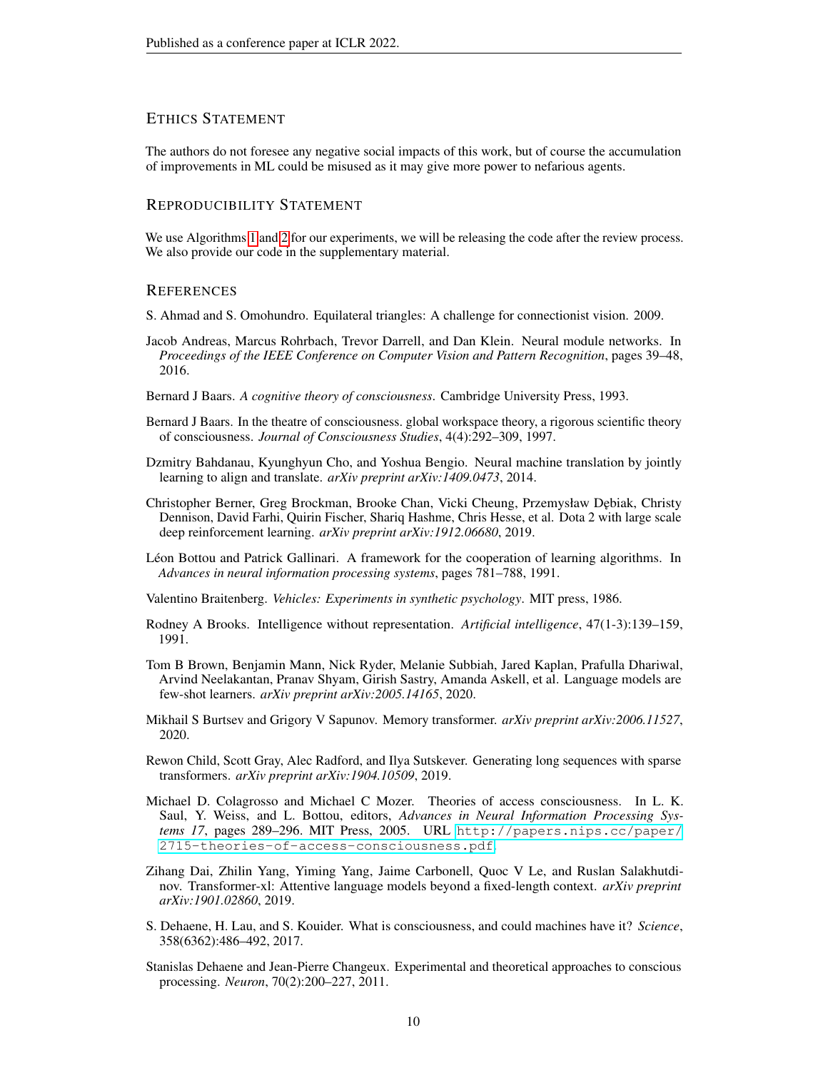## Ethics Statement

The authors do not foresee any negative social impacts of this work, but of course the accumulation of improvements in ML could be misused as it may give more power to nefarious agents.

## Reproducibility Statement

We use Algorithms 1 and 2 for our experiments, we will be releasing the code after the review process. We also provide our code in the supplementary material.

## References

S. Ahmad and S. Omohundro. Equilateral triangles: A challenge for connectionist vision. 2009.

Jacob Andreas, Marcus Rohrbach, Trevor Darrell, and Dan Klein. Neural module networks. In *Proceedings of the IEEE Conference on Computer Vision and Pattern Recognition*, pages 39–48, 2016.

Bernard J Baars. *A cognitive theory of consciousness*. Cambridge University Press, 1993.

Bernard J Baars. In the theatre of consciousness. global workspace theory, a rigorous scientific theory of consciousness. *Journal of Consciousness Studies*, 4(4):292–309, 1997.

Dzmitry Bahdanau, Kyunghyun Cho, and Yoshua Bengio. Neural machine translation by jointly learning to align and translate. *arXiv preprint arXiv:1409.0473*, 2014.

Christopher Berner, Greg Brockman, Brooke Chan, Vicki Cheung, Przemysław Dębiak, Christy Dennison, David Farhi, Quirin Fischer, Shariq Hashme, Chris Hesse, et al. Dota 2 with large scale deep reinforcement learning. *arXiv preprint arXiv:1912.06680*, 2019.

Léon Bottou and Patrick Gallinari. A framework for the cooperation of learning algorithms. In *Advances in neural information processing systems*, pages 781–788, 1991.

Valentino Braitenberg. *Vehicles: Experiments in synthetic psychology*. MIT press, 1986.

Rodney A Brooks. Intelligence without representation. *Artificial intelligence*, 47(1-3):139–159, 1991.

Tom B Brown, Benjamin Mann, Nick Ryder, Melanie Subbiah, Jared Kaplan, Prafulla Dhariwal, Arvind Neelakantan, Pranav Shyam, Girish Sastry, Amanda Askell, et al. Language models are few-shot learners. *arXiv preprint arXiv:2005.14165*, 2020.

Mikhail S Burtsev and Grigory V Sapunov. Memory transformer. *arXiv preprint arXiv:2006.11527*, 2020.

Rewon Child, Scott Gray, Alec Radford, and Ilya Sutskever. Generating long sequences with sparse transformers. *arXiv preprint arXiv:1904.10509*, 2019.

Michael D. Colagrosso and Michael C Mozer. Theories of access consciousness. In L. K. Saul, Y. Weiss, and L. Bottou, editors, *Advances in Neural Information Processing Systems 17*, pages 289–296. MIT Press, 2005. URL http://papers.nips.cc/paper/2715-theories-of-access-consciousness.pdf.

Zihang Dai, Zhilin Yang, Yiming Yang, Jaime Carbonell, Quoc V Le, and Ruslan Salakhutdinov. Transformer-xl: Attentive language models beyond a fixed-length context. *arXiv preprint arXiv:1901.02860*, 2019.

S. Dehaene, H. Lau, and S. Kouider. What is consciousness, and could machines have it? *Science*, 358(6362):486–492, 2017.

Stanislas Dehaene and Jean-Pierre Changeux. Experimental and theoretical approaches to conscious processing. *Neuron*, 70(2):200–227, 2011.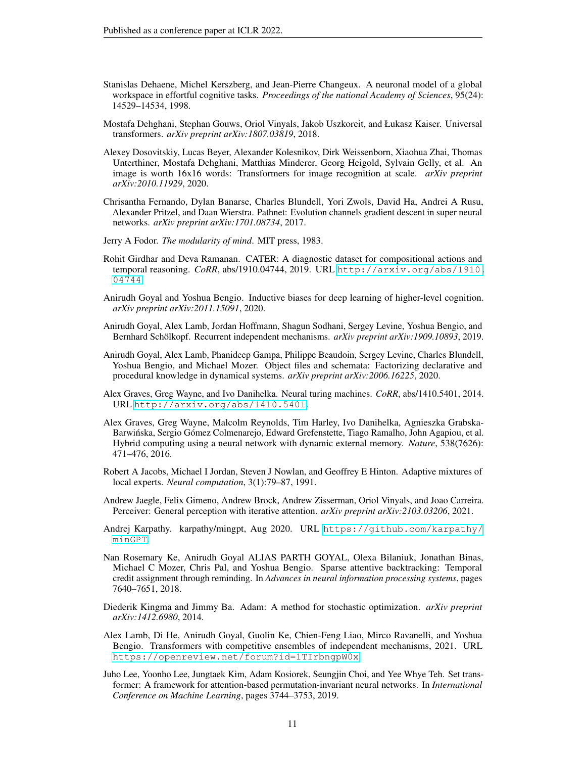Stanislas Dehaene, Michel Kerszberg, and Jean-Pierre Changeux. A neuronal model of a global workspace in effortful cognitive tasks. *Proceedings of the national Academy of Sciences*, 95(24): 14529–14534, 1998.

Mostafa Dehghani, Stephan Gouws, Oriol Vinyals, Jakob Uszkoreit, and Łukasz Kaiser. Universal transformers. *arXiv preprint arXiv:1807.03819*, 2018.

Alexey Dosovitskiy, Lucas Beyer, Alexander Kolesnikov, Dirk Weissenborn, Xiaohua Zhai, Thomas Unterthiner, Mostafa Dehghani, Matthias Minderer, Georg Heigold, Sylvain Gelly, et al. An image is worth 16x16 words: Transformers for image recognition at scale. *arXiv preprint arXiv:2010.11929*, 2020.

Chrisantha Fernando, Dylan Banarse, Charles Blundell, Yori Zwols, David Ha, Andrei A Rusu, Alexander Pritzel, and Daan Wierstra. Pathnet: Evolution channels gradient descent in super neural networks. *arXiv preprint arXiv:1701.08734*, 2017.

Jerry A Fodor. *The modularity of mind*. MIT press, 1983.

Rohit Girdhar and Deva Ramanan. CATER: A diagnostic dataset for compositional actions and temporal reasoning. *CoRR*, abs/1910.04744, 2019. URL http://arxiv.org/abs/1910.04744.

Anirudh Goyal and Yoshua Bengio. Inductive biases for deep learning of higher-level cognition. *arXiv preprint arXiv:2011.15091*, 2020.

Anirudh Goyal, Alex Lamb, Jordan Hoffmann, Shagun Sodhani, Sergey Levine, Yoshua Bengio, and Bernhard Schölkopf. Recurrent independent mechanisms. *arXiv preprint arXiv:1909.10893*, 2019.

Anirudh Goyal, Alex Lamb, Phanideep Gampa, Philippe Beaudoin, Sergey Levine, Charles Blundell, Yoshua Bengio, and Michael Mozer. Object files and schemata: Factorizing declarative and procedural knowledge in dynamical systems. *arXiv preprint arXiv:2006.16225*, 2020.

Alex Graves, Greg Wayne, and Ivo Danihelka. Neural turing machines. *CoRR*, abs/1410.5401, 2014. URL http://arxiv.org/abs/1410.5401.

Alex Graves, Greg Wayne, Malcolm Reynolds, Tim Harley, Ivo Danihelka, Agnieszka Grabska-Barwińska, Sergio Gómez Colmenarejo, Edward Grefenstette, Tiago Ramalho, John Agapiou, et al. Hybrid computing using a neural network with dynamic external memory. *Nature*, 538(7626): 471–476, 2016.

Robert A Jacobs, Michael I Jordan, Steven J Nowlan, and Geoffrey E Hinton. Adaptive mixtures of local experts. *Neural computation*, 3(1):79–87, 1991.

Andrew Jaegle, Felix Gimeno, Andrew Brock, Andrew Zisserman, Oriol Vinyals, and Joao Carreira. Perceiver: General perception with iterative attention. *arXiv preprint arXiv:2103.03206*, 2021.

Andrej Karpathy. karpathy/mingpt, Aug 2020. URL https://github.com/karpathy/minGPT.

Nan Rosemary Ke, Anirudh Goyal ALIAS PARTH GOYAL, Olexa Bilaniuk, Jonathan Binas, Michael C Mozer, Chris Pal, and Yoshua Bengio. Sparse attentive backtracking: Temporal credit assignment through reminding. In *Advances in neural information processing systems*, pages 7640–7651, 2018.

Diederik Kingma and Jimmy Ba. Adam: A method for stochastic optimization. *arXiv preprint arXiv:1412.6980*, 2014.

Alex Lamb, Di He, Anirudh Goyal, Guolin Ke, Chien-Feng Liao, Mirco Ravanelli, and Yoshua Bengio. Transformers with competitive ensembles of independent mechanisms, 2021. URL https://openreview.net/forum?id=1TIrbngpW0x.

Juho Lee, Yoonho Lee, Jungtaek Kim, Adam Kosiorek, Seungjin Choi, and Yee Whye Teh. Set transformer: A framework for attention-based permutation-invariant neural networks. In *International Conference on Machine Learning*, pages 3744–3753, 2019.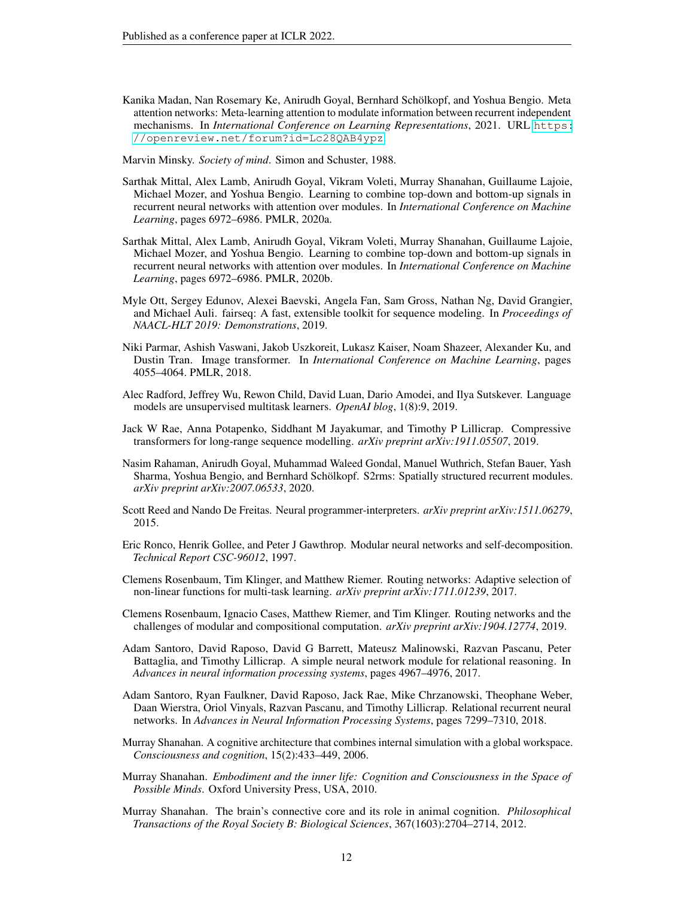Kanika Madan, Nan Rosemary Ke, Anirudh Goyal, Bernhard Schölkopf, and Yoshua Bengio. Meta attention networks: Meta-learning attention to modulate information between recurrent independent mechanisms. In *International Conference on Learning Representations*, 2021. URL https://openreview.net/forum?id=Lc28QAB4ypz.

Marvin Minsky. *Society of mind*. Simon and Schuster, 1988.

Sarthak Mittal, Alex Lamb, Anirudh Goyal, Vikram Voleti, Murray Shanahan, Guillaume Lajoie, Michael Mozer, and Yoshua Bengio. Learning to combine top-down and bottom-up signals in recurrent neural networks with attention over modules. In *International Conference on Machine Learning*, pages 6972–6986. PMLR, 2020a.

Sarthak Mittal, Alex Lamb, Anirudh Goyal, Vikram Voleti, Murray Shanahan, Guillaume Lajoie, Michael Mozer, and Yoshua Bengio. Learning to combine top-down and bottom-up signals in recurrent neural networks with attention over modules. In *International Conference on Machine Learning*, pages 6972–6986. PMLR, 2020b.

Myle Ott, Sergey Edunov, Alexei Baevski, Angela Fan, Sam Gross, Nathan Ng, David Grangier, and Michael Auli. fairseq: A fast, extensible toolkit for sequence modeling. In *Proceedings of NAACL-HLT 2019: Demonstrations*, 2019.

Niki Parmar, Ashish Vaswani, Jakob Uszkoreit, Lukasz Kaiser, Noam Shazeer, Alexander Ku, and Dustin Tran. Image transformer. In *International Conference on Machine Learning*, pages 4055–4064. PMLR, 2018.

Alec Radford, Jeffrey Wu, Rewon Child, David Luan, Dario Amodei, and Ilya Sutskever. Language models are unsupervised multitask learners. *OpenAI blog*, 1(8):9, 2019.

Jack W Rae, Anna Potapenko, Siddhant M Jayakumar, and Timothy P Lillicrap. Compressive transformers for long-range sequence modelling. *arXiv preprint arXiv:1911.05507*, 2019.

Nasim Rahaman, Anirudh Goyal, Muhammad Waleed Gondal, Manuel Wuthrich, Stefan Bauer, Yash Sharma, Yoshua Bengio, and Bernhard Schölkopf. S2rms: Spatially structured recurrent modules. *arXiv preprint arXiv:2007.06533*, 2020.

Scott Reed and Nando De Freitas. Neural programmer-interpreters. *arXiv preprint arXiv:1511.06279*, 2015.

Eric Ronco, Henrik Gollee, and Peter J Gawthrop. Modular neural networks and self-decomposition. *Technical Report CSC-96012*, 1997.

Clemens Rosenbaum, Tim Klinger, and Matthew Riemer. Routing networks: Adaptive selection of non-linear functions for multi-task learning. *arXiv preprint arXiv:1711.01239*, 2017.

Clemens Rosenbaum, Ignacio Cases, Matthew Riemer, and Tim Klinger. Routing networks and the challenges of modular and compositional computation. *arXiv preprint arXiv:1904.12774*, 2019.

Adam Santoro, David Raposo, David G Barrett, Mateusz Malinowski, Razvan Pascanu, Peter Battaglia, and Timothy Lillicrap. A simple neural network module for relational reasoning. In *Advances in neural information processing systems*, pages 4967–4976, 2017.

Adam Santoro, Ryan Faulkner, David Raposo, Jack Rae, Mike Chrzanowski, Theophane Weber, Daan Wierstra, Oriol Vinyals, Razvan Pascanu, and Timothy Lillicrap. Relational recurrent neural networks. In *Advances in Neural Information Processing Systems*, pages 7299–7310, 2018.

Murray Shanahan. A cognitive architecture that combines internal simulation with a global workspace. *Consciousness and cognition*, 15(2):433–449, 2006.

Murray Shanahan. *Embodiment and the inner life: Cognition and Consciousness in the Space of Possible Minds*. Oxford University Press, USA, 2010.

Murray Shanahan. The brain's connective core and its role in animal cognition. *Philosophical Transactions of the Royal Society B: Biological Sciences*, 367(1603):2704–2714, 2012.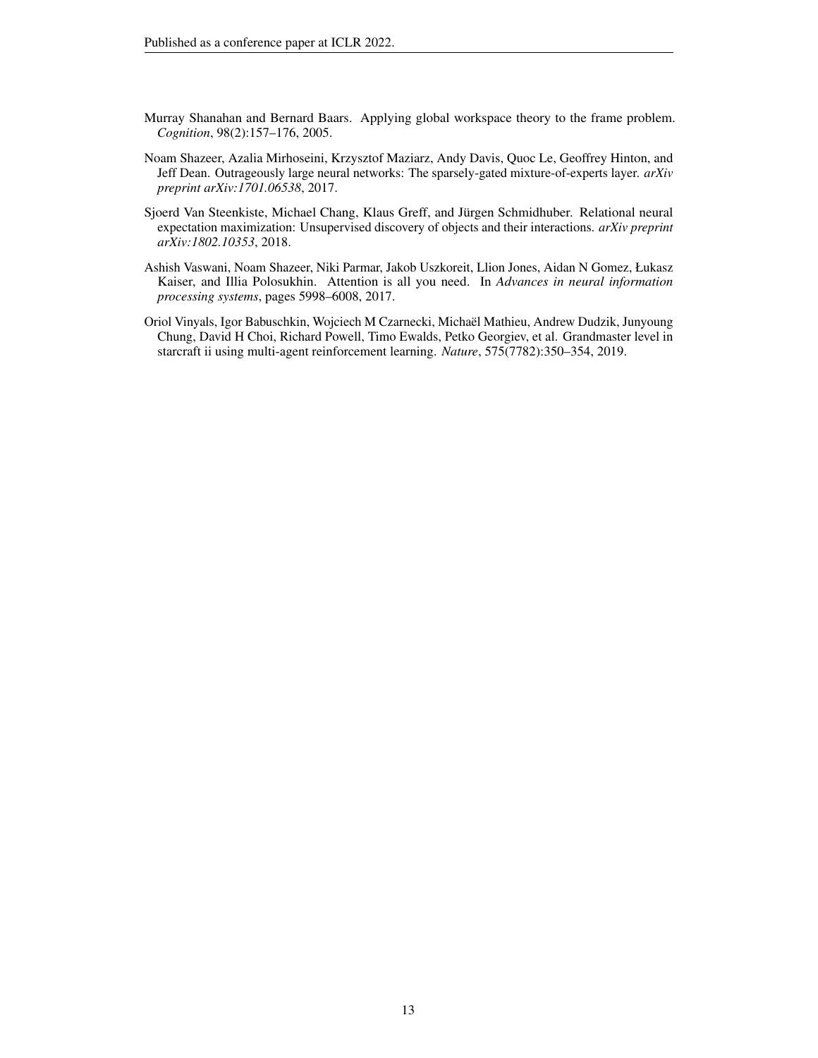Murray Shanahan and Bernard Baars. Applying global workspace theory to the frame problem. *Cognition*, 98(2):157–176, 2005.

Noam Shazeer, Azalia Mirhoseini, Krzysztof Maziarz, Andy Davis, Quoc Le, Geoffrey Hinton, and Jeff Dean. Outrageously large neural networks: The sparsely-gated mixture-of-experts layer. *arXiv preprint arXiv:1701.06538*, 2017.

Sjoerd Van Steenkiste, Michael Chang, Klaus Greff, and Jürgen Schmidhuber. Relational neural expectation maximization: Unsupervised discovery of objects and their interactions. *arXiv preprint arXiv:1802.10353*, 2018.

Ashish Vaswani, Noam Shazeer, Niki Parmar, Jakob Uszkoreit, Llion Jones, Aidan N Gomez, Łukasz Kaiser, and Illia Polosukhin. Attention is all you need. In *Advances in neural information processing systems*, pages 5998–6008, 2017.

Oriol Vinyals, Igor Babuschkin, Wojciech M Czarnecki, Michaël Mathieu, Andrew Dudzik, Junyoung Chung, David H Choi, Richard Powell, Timo Ewalds, Petko Georgiev, et al. Grandmaster level in starcraft ii using multi-agent reinforcement learning. *Nature*, 575(7782):350–354, 2019.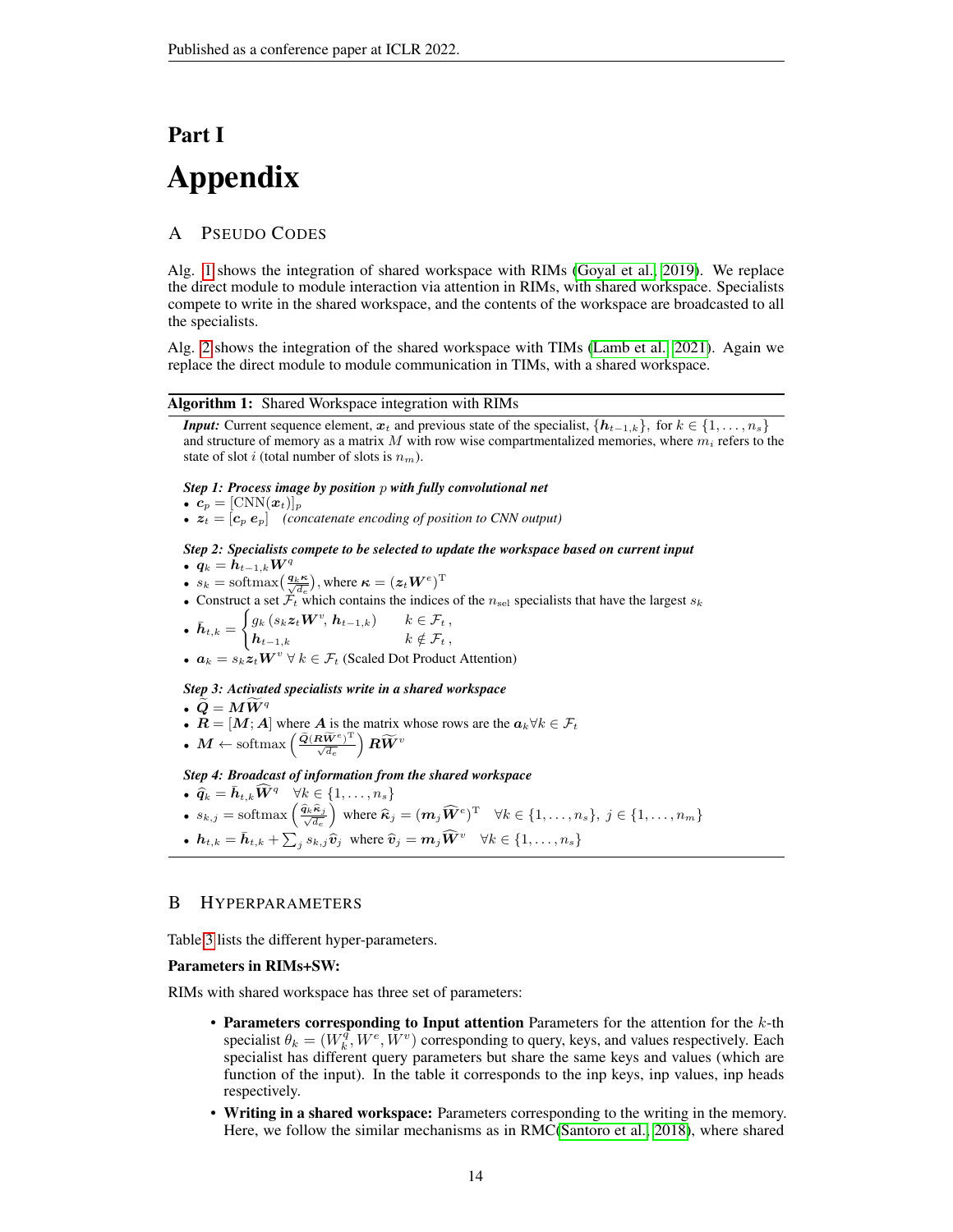# Part I

# Appendix

## A Pseudo Codes

Alg. 1 shows the integration of shared workspace with RIMs (Goyal et al., 2019). We replace the direct module to module interaction via attention in RIMs, with shared workspace. Specialists compete to write in the shared workspace, and the contents of the workspace are broadcasted to all the specialists.

Alg. 2 shows the integration of the shared workspace with TIMs (Lamb et al., 2021). Again we replace the direct module to module communication in TIMs, with a shared workspace.

---

**Algorithm 1:** Shared Workspace integration with RIMs

***Input:*** Current sequence element, $\boldsymbol{x}_t$ and previous state of the specialist, $\{\boldsymbol{h}_{t-1,k}\}$, for $k \in \{1, \ldots, n_s\}$ and structure of memory as a matrix $M$ with row wise compartmentalized memories, where $m_i$ refers to the state of slot $i$ (total number of slots is $n_m$).

***Step 1: Process image by position $p$ with fully convolutional net***

- $\boldsymbol{c}_p = [\text{CNN}(\boldsymbol{x}_t)]_p$
- $\boldsymbol{z}_t = [\boldsymbol{c}_p \; \boldsymbol{e}_p]$ *(concatenate encoding of position to CNN output)*

***Step 2: Specialists compete to be selected to update the workspace based on current input***

- $\boldsymbol{q}_k = \boldsymbol{h}_{t-1,k}\boldsymbol{W}^q$
- $s_k = \text{softmax}\left(\frac{\boldsymbol{q}_k \boldsymbol{\kappa}}{\sqrt{d_e}}\right)$, where $\boldsymbol{\kappa} = (\boldsymbol{z}_t \boldsymbol{W}^e)^{\mathrm{T}}$
- Construct a set $\mathcal{F}_t$ which contains the indices of the $n_{\text{sel}}$ specialists that have the largest $s_k$
- $\bar{\boldsymbol{h}}_{t,k} = \begin{cases} g_k\left(s_k \boldsymbol{z}_t \boldsymbol{W}^v, \, \boldsymbol{h}_{t-1,k}\right) & k \in \mathcal{F}_t\,, \\ \boldsymbol{h}_{t-1,k} & k \notin \mathcal{F}_t\,, \end{cases}$
- $\boldsymbol{a}_k = s_k \boldsymbol{z}_t \boldsymbol{W}^v \; \forall \, k \in \mathcal{F}_t$ (Scaled Dot Product Attention)

***Step 3: Activated specialists write in a shared workspace***

- $\widetilde{\boldsymbol{Q}} = \boldsymbol{M}\widetilde{\boldsymbol{W}}^q$
- $\boldsymbol{R} = [\boldsymbol{M}; \boldsymbol{A}]$ where $\boldsymbol{A}$ is the matrix whose rows are the $\boldsymbol{a}_k \forall k \in \mathcal{F}_t$
- $\boldsymbol{M} \leftarrow \text{softmax}\left(\frac{\widetilde{\boldsymbol{Q}}(\boldsymbol{R}\widetilde{\boldsymbol{W}}^e)^{\mathrm{T}}}{\sqrt{d_e}}\right)\boldsymbol{R}\widetilde{\boldsymbol{W}}^v$

***Step 4: Broadcast of information from the shared workspace***

- $\widehat{\boldsymbol{q}}_k = \bar{\boldsymbol{h}}_{t,k}\widehat{\boldsymbol{W}}^q \quad \forall k \in \{1, \ldots, n_s\}$
- $s_{k,j} = \text{softmax}\left(\frac{\widehat{\boldsymbol{q}}_k \widehat{\boldsymbol{\kappa}}_j}{\sqrt{d_e}}\right)$ where $\widehat{\boldsymbol{\kappa}}_j = (\boldsymbol{m}_j \widehat{\boldsymbol{W}}^e)^{\mathrm{T}} \quad \forall k \in \{1, \ldots, n_s\},\; j \in \{1, \ldots, n_m\}$
- $\boldsymbol{h}_{t,k} = \bar{\boldsymbol{h}}_{t,k} + \sum_j s_{k,j} \widehat{\boldsymbol{v}}_j$ where $\widehat{\boldsymbol{v}}_j = \boldsymbol{m}_j \widehat{\boldsymbol{W}}^v \quad \forall k \in \{1, \ldots, n_s\}$

---

## B Hyperparameters

Table 3 lists the different hyper-parameters.

**Parameters in RIMs+SW:**

RIMs with shared workspace has three set of parameters:

- **Parameters corresponding to Input attention** Parameters for the attention for the $k$-th specialist $\theta_k = (W_k^q, W^e, W^v)$ corresponding to query, keys, and values respectively. Each specialist has different query parameters but share the same keys and values (which are function of the input). In the table it corresponds to the inp keys, inp values, inp heads respectively.
- **Writing in a shared workspace:** Parameters corresponding to the writing in the memory. Here, we follow the similar mechanisms as in RMC(Santoro et al., 2018), where shared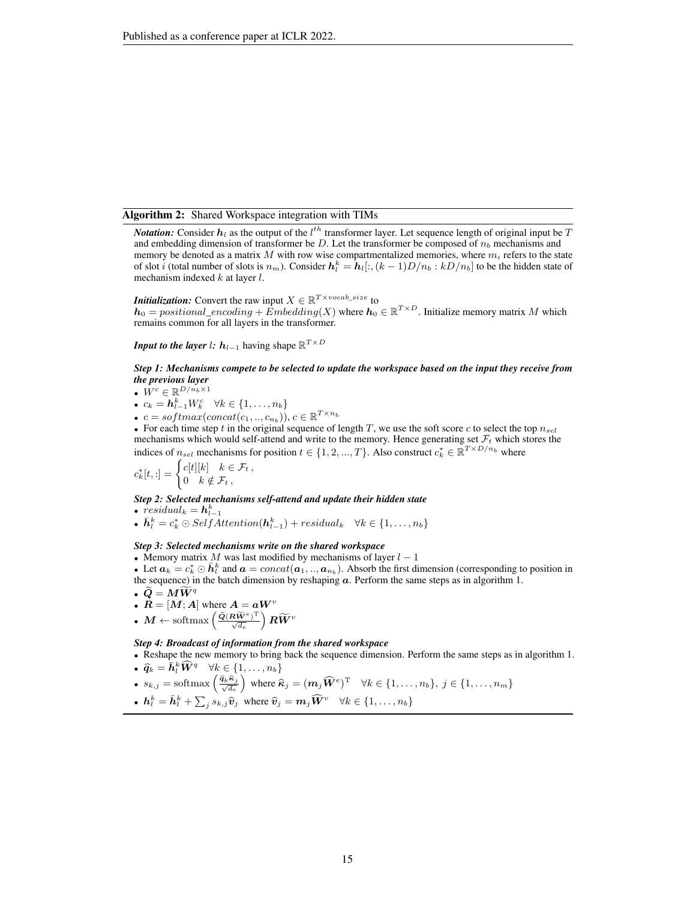**Algorithm 2:** Shared Workspace integration with TIMs

***Notation:*** Consider $\boldsymbol{h}_l$ as the output of the $l^{th}$ transformer layer. Let sequence length of original input be $T$ and embedding dimension of transformer be $D$. Let the transformer be composed of $n_b$ mechanisms and memory be denoted as a matrix $M$ with row wise compartmentalized memories, where $m_i$ refers to the state of slot $i$ (total number of slots is $n_m$). Consider $\boldsymbol{h}_l^k = \boldsymbol{h}_l[:, (k-1)D/n_b : kD/n_b]$ to be the hidden state of mechanism indexed $k$ at layer $l$.

***Initialization:*** Convert the raw input $X \in \mathbb{R}^{T \times vocab\_size}$ to $\boldsymbol{h}_0 = positional\_encoding + Embedding(X)$ where $\boldsymbol{h}_0 \in \mathbb{R}^{T \times D}$. Initialize memory matrix $M$ which remains common for all layers in the transformer.

***Input to the layer $l$:*** $\boldsymbol{h}_{l-1}$ having shape $\mathbb{R}^{T \times D}$

***Step 1: Mechanisms compete to be selected to update the workspace based on the input they receive from the previous layer***

- $W^c \in \mathbb{R}^{D/n_b \times 1}$
- $c_k = \boldsymbol{h}_{l-1}^k W_k^c \quad \forall k \in \{1, \ldots, n_b\}$
- $c = softmax(concat(c_1, .., c_{n_b}))$, $c \in \mathbb{R}^{T \times n_b}$
- For each time step $t$ in the original sequence of length $T$, we use the soft score $c$ to select the top $n_{sel}$ mechanisms which would self-attend and write to the memory. Hence generating set $\mathcal{F}_t$ which stores the indices of $n_{sel}$ mechanisms for position $t \in \{1, 2, ..., T\}$. Also construct $c_k^* \in \mathbb{R}^{T \times D/n_b}$ where

$$c_k^*[t, :] = \begin{cases} c[t][k] & k \in \mathcal{F}_t\,, \\ 0 & k \notin \mathcal{F}_t\,, \end{cases}$$

***Step 2: Selected mechanisms self-attend and update their hidden state***

- $residual_k = \boldsymbol{h}_{l-1}^k$
- $\bar{\boldsymbol{h}}_l^k = c_k^* \odot SelfAttention(\boldsymbol{h}_{l-1}^k) + residual_k \quad \forall k \in \{1, \ldots, n_b\}$

***Step 3: Selected mechanisms write on the shared workspace***

- Memory matrix $M$ was last modified by mechanisms of layer $l-1$
- Let $\boldsymbol{a}_k = c_k^* \odot \bar{\boldsymbol{h}}_l^k$ and $\boldsymbol{a} = concat(\boldsymbol{a}_1, .., \boldsymbol{a}_{n_b})$. Absorb the first dimension (corresponding to position in the sequence) in the batch dimension by reshaping $\boldsymbol{a}$. Perform the same steps as in algorithm 1.
- $\widetilde{\boldsymbol{Q}} = \boldsymbol{M}\widetilde{\boldsymbol{W}}^q$
- $\boldsymbol{R} = [\boldsymbol{M}; \boldsymbol{A}]$ where $\boldsymbol{A} = \boldsymbol{a}\boldsymbol{W}^v$
- $\boldsymbol{M} \leftarrow \operatorname{softmax}\left(\frac{\widetilde{\boldsymbol{Q}}(\boldsymbol{R}\widetilde{\boldsymbol{W}}^e)^{\mathrm{T}}}{\sqrt{d_e}}\right)\boldsymbol{R}\widetilde{\boldsymbol{W}}^v$

***Step 4: Broadcast of information from the shared workspace***

- Reshape the new memory to bring back the sequence dimension. Perform the same steps as in algorithm 1.
- $\widehat{\boldsymbol{q}}_k = \bar{\boldsymbol{h}}_l^k \widehat{\boldsymbol{W}}^q \quad \forall k \in \{1, \ldots, n_b\}$
- $s_{k,j} = \operatorname{softmax}\left(\frac{\widehat{\boldsymbol{q}}_k \widehat{\boldsymbol{\kappa}}_j}{\sqrt{d_e}}\right)$ where $\widehat{\boldsymbol{\kappa}}_j = (\boldsymbol{m}_j \widehat{\boldsymbol{W}}^e)^{\mathrm{T}} \quad \forall k \in \{1, \ldots, n_b\},\ j \in \{1, \ldots, n_m\}$
- $\boldsymbol{h}_l^k = \bar{\boldsymbol{h}}_l^k + \sum_j s_{k,j} \widehat{\boldsymbol{v}}_j$ where $\widehat{\boldsymbol{v}}_j = \boldsymbol{m}_j \widehat{\boldsymbol{W}}^v \quad \forall k \in \{1, \ldots, n_b\}$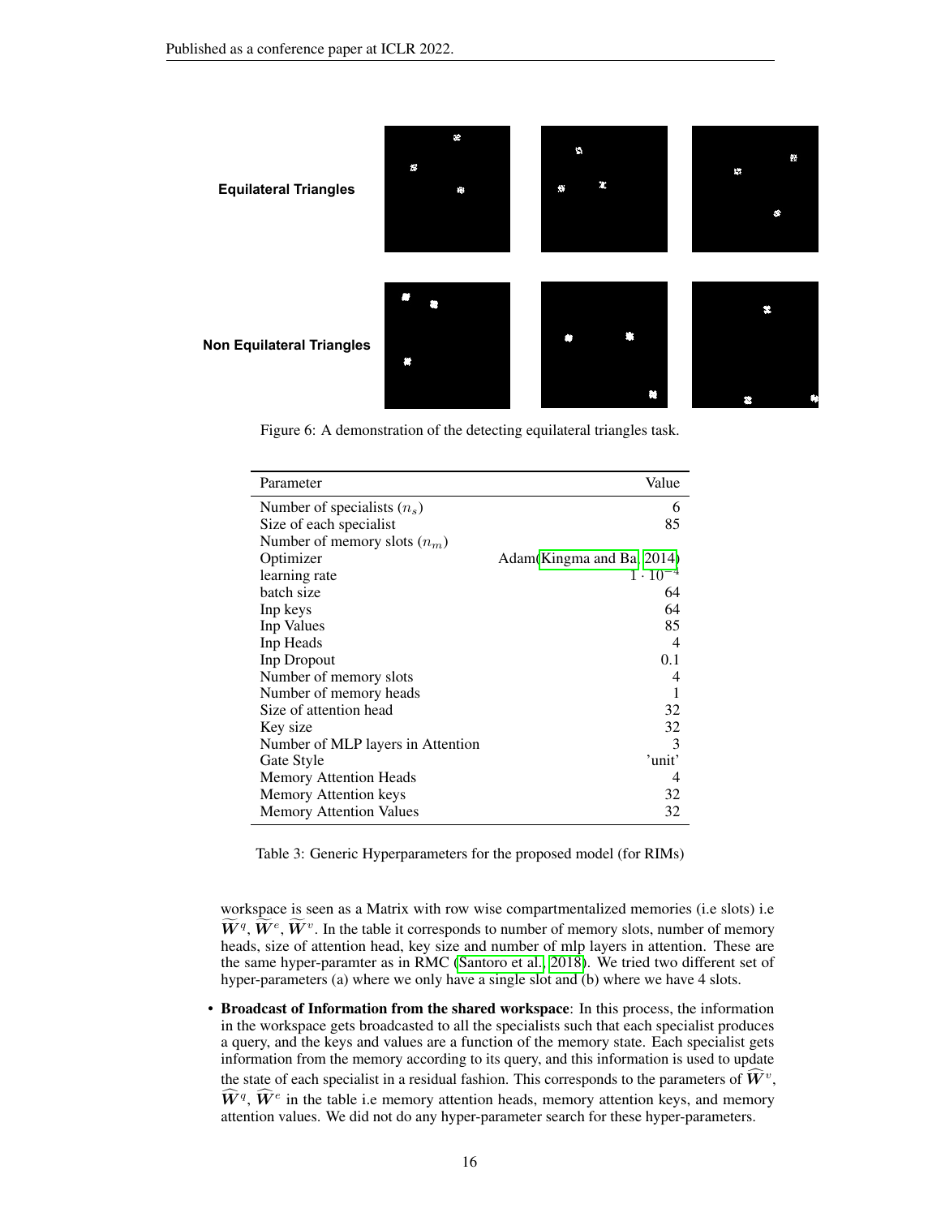Equilateral Triangles

Non Equilateral Triangles

Figure 6: A demonstration of the detecting equilateral triangles task.

| Parameter | Value |
|---|---|
| Number of specialists ($n_s$) | 6 |
| Size of each specialist | 85 |
| Number of memory slots ($n_m$) | |
| Optimizer | Adam(Kingma and Ba, 2014) |
| learning rate | $1 \cdot 10^{-4}$ |
| batch size | 64 |
| Inp keys | 64 |
| Inp Values | 85 |
| Inp Heads | 4 |
| Inp Dropout | 0.1 |
| Number of memory slots | 4 |
| Number of memory heads | 1 |
| Size of attention head | 32 |
| Key size | 32 |
| Number of MLP layers in Attention | 3 |
| Gate Style | 'unit' |
| Memory Attention Heads | 4 |
| Memory Attention keys | 32 |
| Memory Attention Values | 32 |

Table 3: Generic Hyperparameters for the proposed model (for RIMs)

workspace is seen as a Matrix with row wise compartmentalized memories (i.e slots) i.e $\widetilde{\boldsymbol{W}}^q$, $\widetilde{\boldsymbol{W}}^e$, $\widetilde{\boldsymbol{W}}^v$. In the table it corresponds to number of memory slots, number of memory heads, size of attention head, key size and number of mlp layers in attention. These are the same hyper-paramter as in RMC (Santoro et al., 2018). We tried two different set of hyper-parameters (a) where we only have a single slot and (b) where we have 4 slots.

- **Broadcast of Information from the shared workspace**: In this process, the information in the workspace gets broadcasted to all the specialists such that each specialist produces a query, and the keys and values are a function of the memory state. Each specialist gets information from the memory according to its query, and this information is used to update the state of each specialist in a residual fashion. This corresponds to the parameters of $\widehat{\boldsymbol{W}}^v$, $\widehat{\boldsymbol{W}}^q$, $\widehat{\boldsymbol{W}}^e$ in the table i.e memory attention heads, memory attention keys, and memory attention values. We did not do any hyper-parameter search for these hyper-parameters.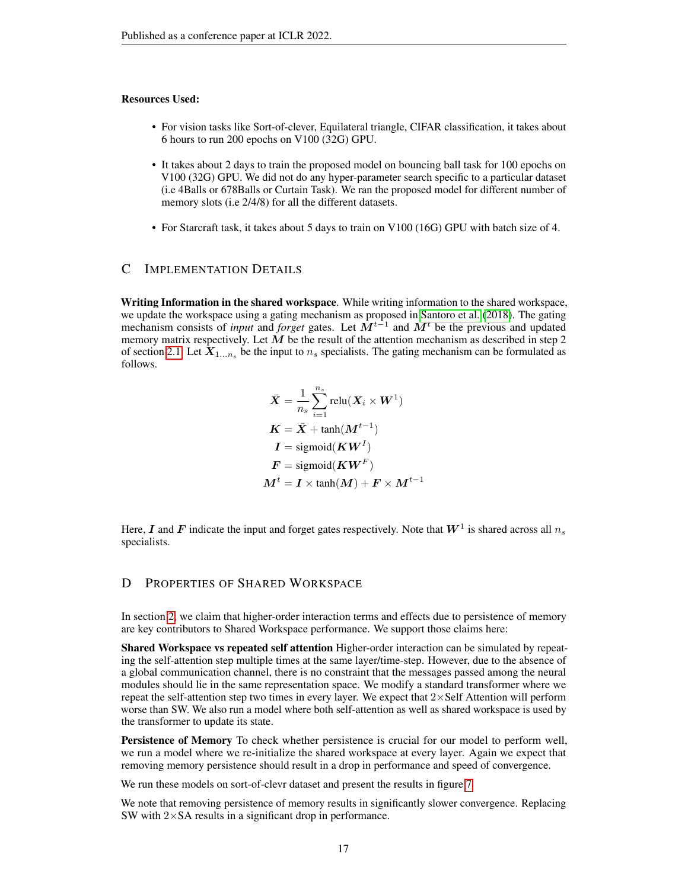**Resources Used:**

- For vision tasks like Sort-of-clever, Equilateral triangle, CIFAR classification, it takes about 6 hours to run 200 epochs on V100 (32G) GPU.
- It takes about 2 days to train the proposed model on bouncing ball task for 100 epochs on V100 (32G) GPU. We did not do any hyper-parameter search specific to a particular dataset (i.e 4Balls or 678Balls or Curtain Task). We ran the proposed model for different number of memory slots (i.e 2/4/8) for all the different datasets.
- For Starcraft task, it takes about 5 days to train on V100 (16G) GPU with batch size of 4.

## C Implementation Details

**Writing Information in the shared workspace**. While writing information to the shared workspace, we update the workspace using a gating mechanism as proposed in Santoro et al. (2018). The gating mechanism consists of *input* and *forget* gates. Let $\boldsymbol{M}^{t-1}$ and $\boldsymbol{M}^{t}$ be the previous and updated memory matrix respectively. Let $\boldsymbol{M}$ be the result of the attention mechanism as described in step 2 of section 2.1. Let $\boldsymbol{X}_{1\ldots n_s}$ be the input to $n_s$ specialists. The gating mechanism can be formulated as follows.

$$
\begin{aligned}
\bar{\boldsymbol{X}} &= \frac{1}{n_s}\sum_{i=1}^{n_s} \text{relu}(\boldsymbol{X}_i \times \boldsymbol{W}^1) \\
\boldsymbol{K} &= \bar{\boldsymbol{X}} + \tanh(\boldsymbol{M}^{t-1}) \\
\boldsymbol{I} &= \text{sigmoid}(\boldsymbol{K}\boldsymbol{W}^I) \\
\boldsymbol{F} &= \text{sigmoid}(\boldsymbol{K}\boldsymbol{W}^F) \\
\boldsymbol{M}^t &= \boldsymbol{I} \times \tanh(\boldsymbol{M}) + \boldsymbol{F} \times \boldsymbol{M}^{t-1}
\end{aligned}
$$

Here, $\boldsymbol{I}$ and $\boldsymbol{F}$ indicate the input and forget gates respectively. Note that $\boldsymbol{W}^1$ is shared across all $n_s$ specialists.

## D Properties of Shared Workspace

In section 2, we claim that higher-order interaction terms and effects due to persistence of memory are key contributors to Shared Workspace performance. We support those claims here:

**Shared Workspace vs repeated self attention** Higher-order interaction can be simulated by repeating the self-attention step multiple times at the same layer/time-step. However, due to the absence of a global communication channel, there is no constraint that the messages passed among the neural modules should lie in the same representation space. We modify a standard transformer where we repeat the self-attention step two times in every layer. We expect that $2\times$Self Attention will perform worse than SW. We also run a model where both self-attention as well as shared workspace is used by the transformer to update its state.

**Persistence of Memory** To check whether persistence is crucial for our model to perform well, we run a model where we re-initialize the shared workspace at every layer. Again we expect that removing memory persistence should result in a drop in performance and speed of convergence.

We run these models on sort-of-clevr dataset and present the results in figure 7.

We note that removing persistence of memory results in significantly slower convergence. Replacing SW with $2\times$SA results in a significant drop in performance.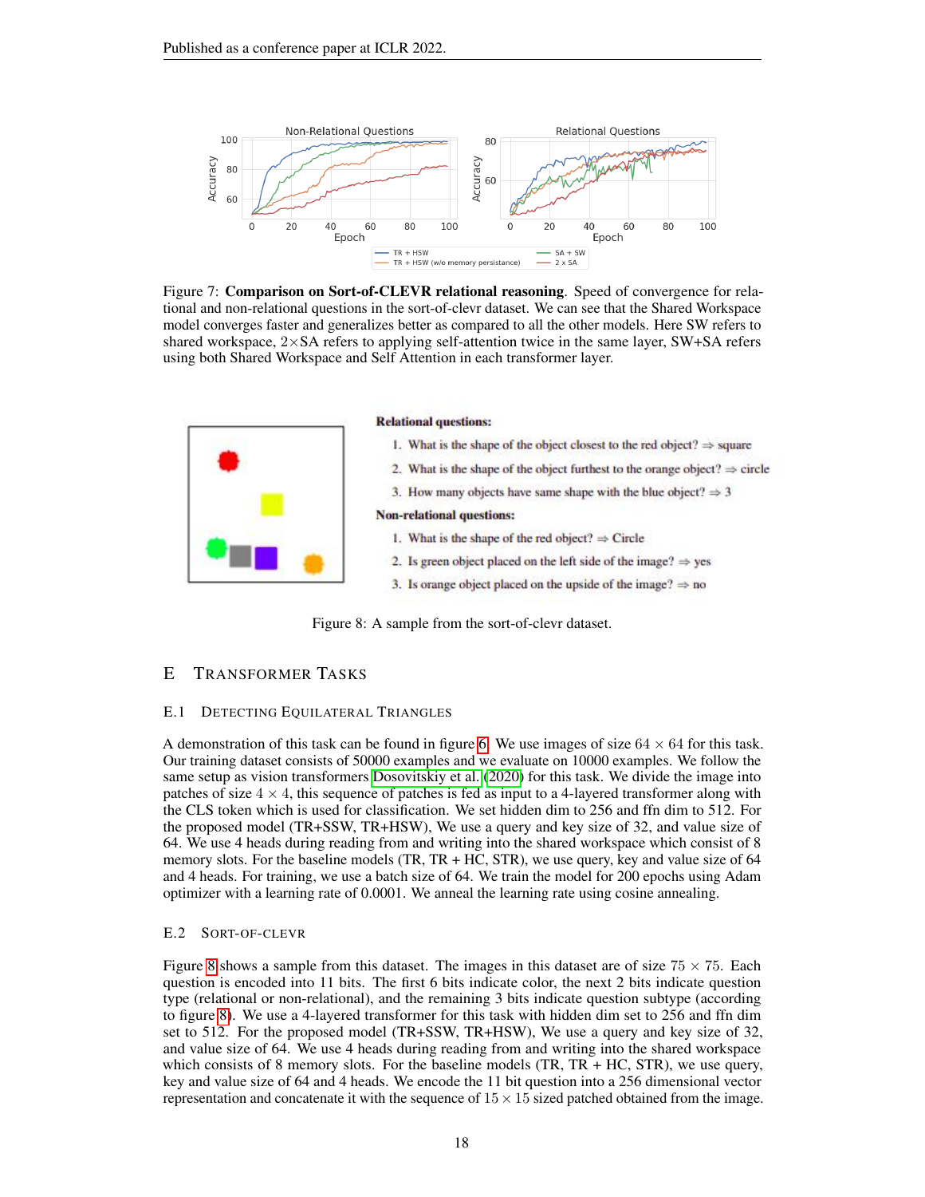Figure 7: **Comparison on Sort-of-CLEVR relational reasoning**. Speed of convergence for relational and non-relational questions in the sort-of-clevr dataset. We can see that the Shared Workspace model converges faster and generalizes better as compared to all the other models. Here SW refers to shared workspace, $2\times$SA refers to applying self-attention twice in the same layer, SW+SA refers using both Shared Workspace and Self Attention in each transformer layer.

**Relational questions:**

1. What is the shape of the object closest to the red object? ⇒ square
2. What is the shape of the object furthest to the orange object? ⇒ circle
3. How many objects have same shape with the blue object? ⇒ 3

**Non-relational questions:**

1. What is the shape of the red object? ⇒ Circle
2. Is green object placed on the left side of the image? ⇒ yes
3. Is orange object placed on the upside of the image? ⇒ no

Figure 8: A sample from the sort-of-clevr dataset.

# E Transformer Tasks

## E.1 Detecting Equilateral Triangles

A demonstration of this task can be found in figure 6. We use images of size $64 \times 64$ for this task. Our training dataset consists of 50000 examples and we evaluate on 10000 examples. We follow the same setup as vision transformers Dosovitskiy et al. (2020) for this task. We divide the image into patches of size $4 \times 4$, this sequence of patches is fed as input to a 4-layered transformer along with the CLS token which is used for classification. We set hidden dim to 256 and ffn dim to 512. For the proposed model (TR+SSW, TR+HSW), We use a query and key size of 32, and value size of 64. We use 4 heads during reading from and writing into the shared workspace which consist of 8 memory slots. For the baseline models (TR, TR + HC, STR), we use query, key and value size of 64 and 4 heads. For training, we use a batch size of 64. We train the model for 200 epochs using Adam optimizer with a learning rate of 0.0001. We anneal the learning rate using cosine annealing.

## E.2 Sort-of-clevr

Figure 8 shows a sample from this dataset. The images in this dataset are of size $75 \times 75$. Each question is encoded into 11 bits. The first 6 bits indicate color, the next 2 bits indicate question type (relational or non-relational), and the remaining 3 bits indicate question subtype (according to figure 8). We use a 4-layered transformer for this task with hidden dim set to 256 and ffn dim set to 512. For the proposed model (TR+SSW, TR+HSW), We use a query and key size of 32, and value size of 64. We use 4 heads during reading from and writing into the shared workspace which consists of 8 memory slots. For the baseline models (TR, TR + HC, STR), we use query, key and value size of 64 and 4 heads. We encode the 11 bit question into a 256 dimensional vector representation and concatenate it with the sequence of $15 \times 15$ sized patched obtained from the image.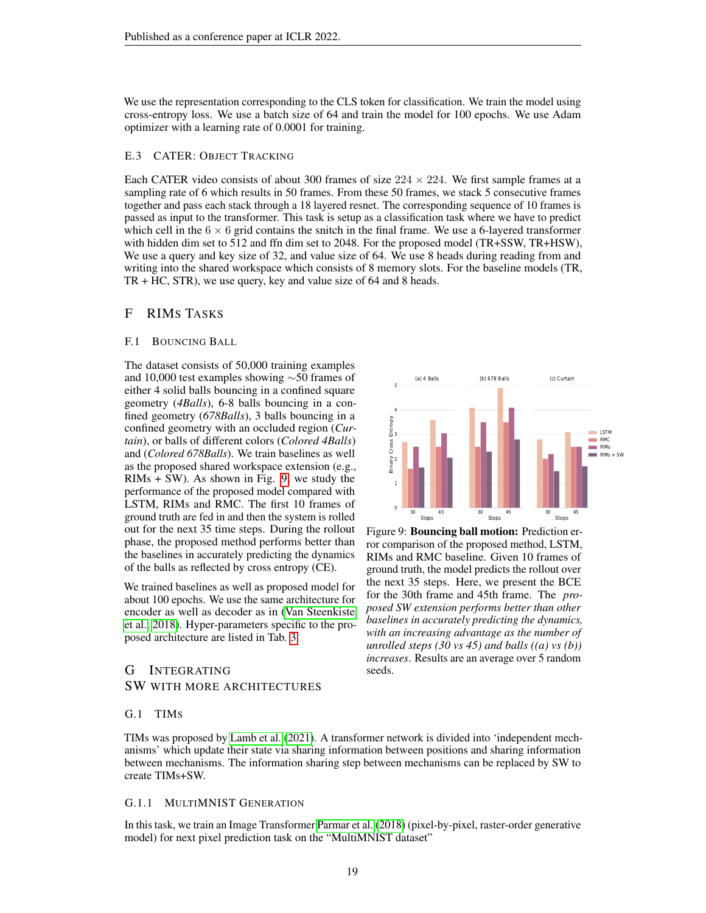We use the representation corresponding to the CLS token for classification. We train the model using cross-entropy loss. We use a batch size of 64 and train the model for 100 epochs. We use Adam optimizer with a learning rate of 0.0001 for training.

### E.3 CATER: Object Tracking

Each CATER video consists of about 300 frames of size $224 \times 224$. We first sample frames at a sampling rate of 6 which results in 50 frames. From these 50 frames, we stack 5 consecutive frames together and pass each stack through a 18 layered resnet. The corresponding sequence of 10 frames is passed as input to the transformer. This task is setup as a classification task where we have to predict which cell in the $6 \times 6$ grid contains the snitch in the final frame. We use a 6-layered transformer with hidden dim set to 512 and ffn dim set to 2048. For the proposed model (TR+SSW, TR+HSW), We use a query and key size of 32, and value size of 64. We use 8 heads during reading from and writing into the shared workspace which consists of 8 memory slots. For the baseline models (TR, TR + HC, STR), we use query, key and value size of 64 and 8 heads.

## F RIMs Tasks

### F.1 Bouncing Ball

The dataset consists of 50,000 training examples and 10,000 test examples showing ~50 frames of either 4 solid balls bouncing in a confined square geometry (*4Balls*), 6-8 balls bouncing in a confined geometry (*678Balls*), 3 balls bouncing in a confined geometry with an occluded region (*Curtain*), or balls of different colors (*Colored 4Balls*) and (*Colored 678Balls*). We train baselines as well as the proposed shared workspace extension (e.g., RIMs + SW). As shown in Fig. 9, we study the performance of the proposed model compared with LSTM, RIMs and RMC. The first 10 frames of ground truth are fed in and then the system is rolled out for the next 35 time steps. During the rollout phase, the proposed method performs better than the baselines in accurately predicting the dynamics of the balls as reflected by cross entropy (CE).

We trained baselines as well as proposed model for about 100 epochs. We use the same architecture for encoder as well as decoder as in (Van Steenkiste et al., 2018). Hyper-parameters specific to the proposed architecture are listed in Tab. 3.

Figure 9: **Bouncing ball motion:** Prediction error comparison of the proposed method, LSTM, RIMs and RMC baseline. Given 10 frames of ground truth, the model predicts the rollout over the next 35 steps. Here, we present the BCE for the 30th frame and 45th frame. The *proposed SW extension performs better than other baselines in accurately predicting the dynamics, with an increasing advantage as the number of unrolled steps (30 vs 45) and balls ((a) vs (b)) increases*. Results are an average over 5 random seeds.

## G Integrating SW with more architectures

### G.1 TIMs

TIMs was proposed by Lamb et al. (2021). A transformer network is divided into 'independent mechanisms' which update their state via sharing information between positions and sharing information between mechanisms. The information sharing step between mechanisms can be replaced by SW to create TIMs+SW.

#### G.1.1 MultiMNIST Generation

In this task, we train an Image Transformer Parmar et al. (2018) (pixel-by-pixel, raster-order generative model) for next pixel prediction task on the "MultiMNIST dataset"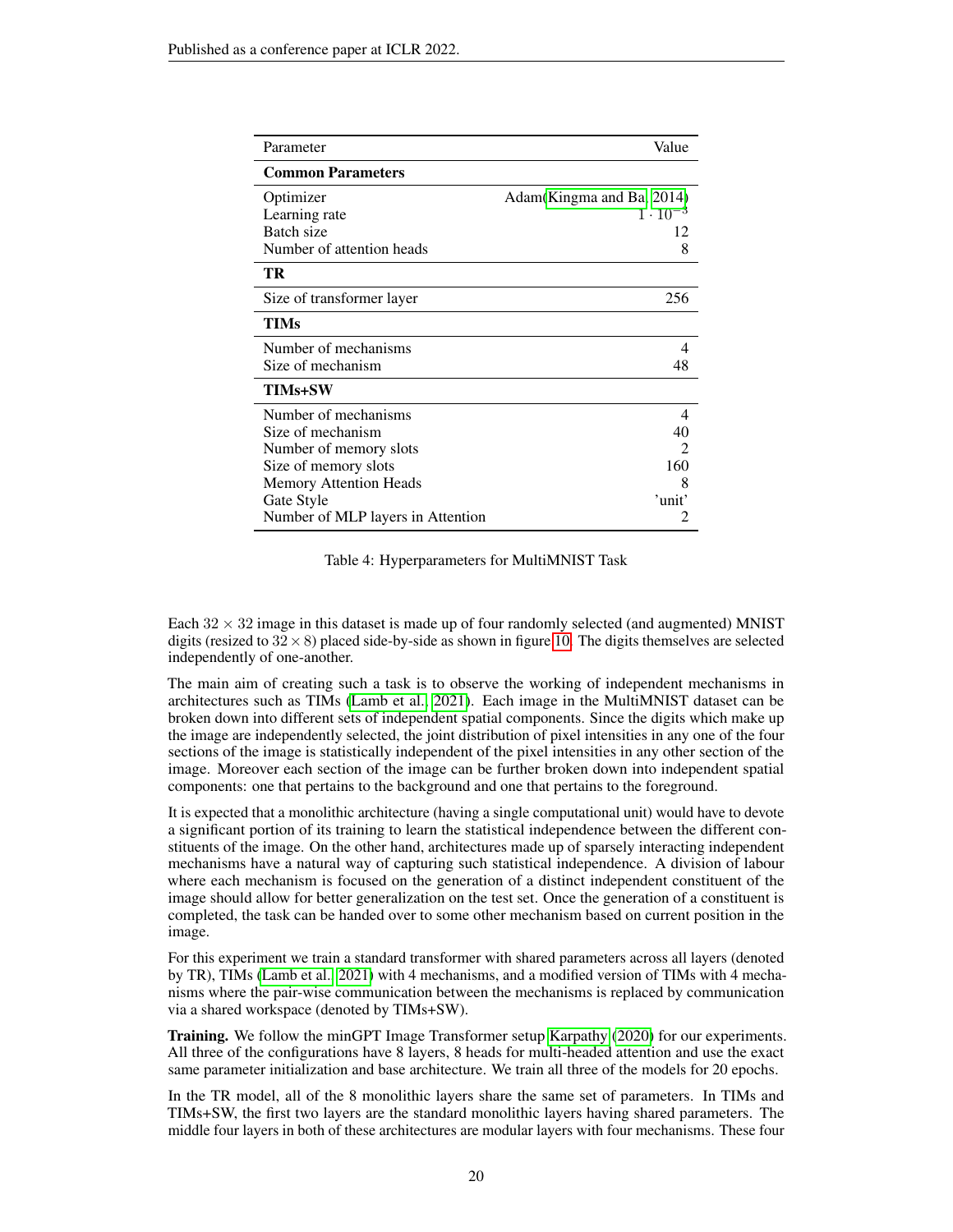| Parameter | Value |
|---|---|
| **Common Parameters** | |
| Optimizer | Adam(Kingma and Ba, 2014) |
| Learning rate | $1 \cdot 10^{-3}$ |
| Batch size | 12 |
| Number of attention heads | 8 |
| **TR** | |
| Size of transformer layer | 256 |
| **TIMs** | |
| Number of mechanisms | 4 |
| Size of mechanism | 48 |
| **TIMs+SW** | |
| Number of mechanisms | 4 |
| Size of mechanism | 40 |
| Number of memory slots | 2 |
| Size of memory slots | 160 |
| Memory Attention Heads | 8 |
| Gate Style | 'unit' |
| Number of MLP layers in Attention | 2 |

Table 4: Hyperparameters for MultiMNIST Task

Each $32 \times 32$ image in this dataset is made up of four randomly selected (and augmented) MNIST digits (resized to $32 \times 8$) placed side-by-side as shown in figure 10. The digits themselves are selected independently of one-another.

The main aim of creating such a task is to observe the working of independent mechanisms in architectures such as TIMs (Lamb et al., 2021). Each image in the MultiMNIST dataset can be broken down into different sets of independent spatial components. Since the digits which make up the image are independently selected, the joint distribution of pixel intensities in any one of the four sections of the image is statistically independent of the pixel intensities in any other section of the image. Moreover each section of the image can be further broken down into independent spatial components: one that pertains to the background and one that pertains to the foreground.

It is expected that a monolithic architecture (having a single computational unit) would have to devote a significant portion of its training to learn the statistical independence between the different constituents of the image. On the other hand, architectures made up of sparsely interacting independent mechanisms have a natural way of capturing such statistical independence. A division of labour where each mechanism is focused on the generation of a distinct independent constituent of the image should allow for better generalization on the test set. Once the generation of a constituent is completed, the task can be handed over to some other mechanism based on current position in the image.

For this experiment we train a standard transformer with shared parameters across all layers (denoted by TR), TIMs (Lamb et al., 2021) with 4 mechanisms, and a modified version of TIMs with 4 mechanisms where the pair-wise communication between the mechanisms is replaced by communication via a shared workspace (denoted by TIMs+SW).

**Training.** We follow the minGPT Image Transformer setup Karpathy (2020) for our experiments. All three of the configurations have 8 layers, 8 heads for multi-headed attention and use the exact same parameter initialization and base architecture. We train all three of the models for 20 epochs.

In the TR model, all of the 8 monolithic layers share the same set of parameters. In TIMs and TIMs+SW, the first two layers are the standard monolithic layers having shared parameters. The middle four layers in both of these architectures are modular layers with four mechanisms. These four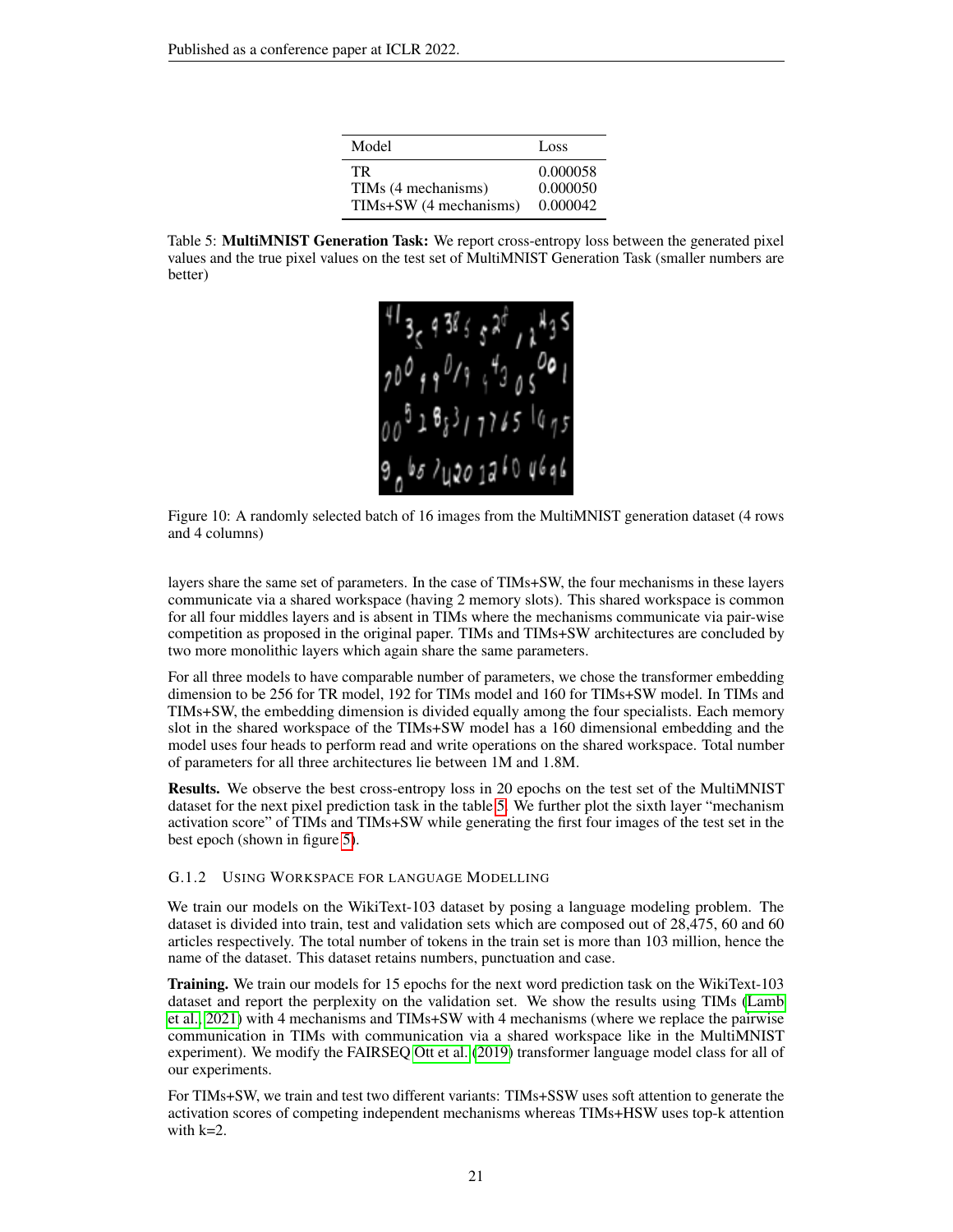| Model | Loss |
|---|---|
| TR | 0.000058 |
| TIMs (4 mechanisms) | 0.000050 |
| TIMs+SW (4 mechanisms) | 0.000042 |

Table 5: **MultiMNIST Generation Task:** We report cross-entropy loss between the generated pixel values and the true pixel values on the test set of MultiMNIST Generation Task (smaller numbers are better)

Figure 10: A randomly selected batch of 16 images from the MultiMNIST generation dataset (4 rows and 4 columns)

layers share the same set of parameters. In the case of TIMs+SW, the four mechanisms in these layers communicate via a shared workspace (having 2 memory slots). This shared workspace is common for all four middles layers and is absent in TIMs where the mechanisms communicate via pair-wise competition as proposed in the original paper. TIMs and TIMs+SW architectures are concluded by two more monolithic layers which again share the same parameters.

For all three models to have comparable number of parameters, we chose the transformer embedding dimension to be 256 for TR model, 192 for TIMs model and 160 for TIMs+SW model. In TIMs and TIMs+SW, the embedding dimension is divided equally among the four specialists. Each memory slot in the shared workspace of the TIMs+SW model has a 160 dimensional embedding and the model uses four heads to perform read and write operations on the shared workspace. Total number of parameters for all three architectures lie between 1M and 1.8M.

**Results.** We observe the best cross-entropy loss in 20 epochs on the test set of the MultiMNIST dataset for the next pixel prediction task in the table 5. We further plot the sixth layer "mechanism activation score" of TIMs and TIMs+SW while generating the first four images of the test set in the best epoch (shown in figure 5).

### G.1.2 Using Workspace for language Modelling

We train our models on the WikiText-103 dataset by posing a language modeling problem. The dataset is divided into train, test and validation sets which are composed out of 28,475, 60 and 60 articles respectively. The total number of tokens in the train set is more than 103 million, hence the name of the dataset. This dataset retains numbers, punctuation and case.

**Training.** We train our models for 15 epochs for the next word prediction task on the WikiText-103 dataset and report the perplexity on the validation set. We show the results using TIMs (Lamb et al., 2021) with 4 mechanisms and TIMs+SW with 4 mechanisms (where we replace the pairwise communication in TIMs with communication via a shared workspace like in the MultiMNIST experiment). We modify the FAIRSEQ Ott et al. (2019) transformer language model class for all of our experiments.

For TIMs+SW, we train and test two different variants: TIMs+SSW uses soft attention to generate the activation scores of competing independent mechanisms whereas TIMs+HSW uses top-k attention with k=2.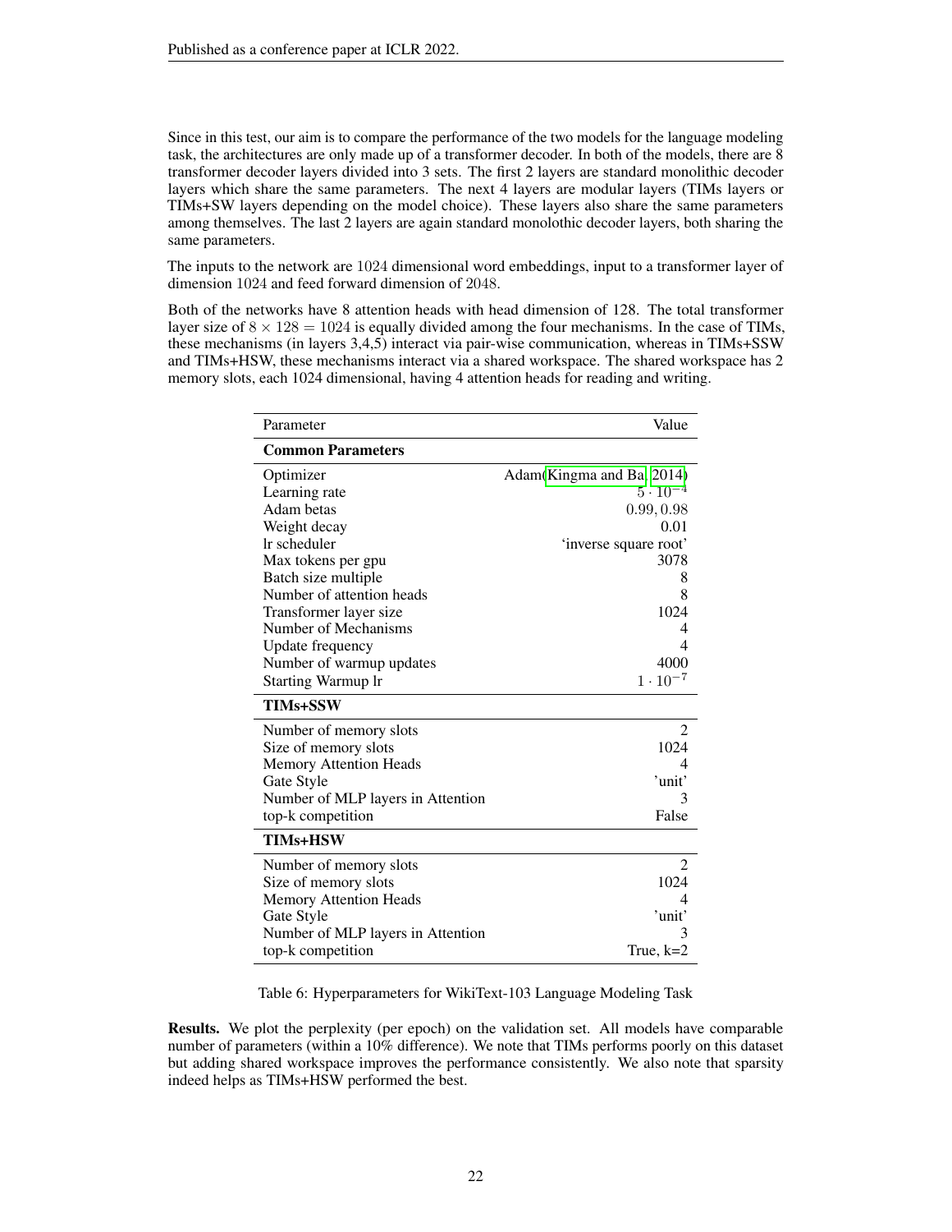Since in this test, our aim is to compare the performance of the two models for the language modeling task, the architectures are only made up of a transformer decoder. In both of the models, there are 8 transformer decoder layers divided into 3 sets. The first 2 layers are standard monolithic decoder layers which share the same parameters. The next 4 layers are modular layers (TIMs layers or TIMs+SW layers depending on the model choice). These layers also share the same parameters among themselves. The last 2 layers are again standard monolothic decoder layers, both sharing the same parameters.

The inputs to the network are 1024 dimensional word embeddings, input to a transformer layer of dimension 1024 and feed forward dimension of 2048.

Both of the networks have 8 attention heads with head dimension of 128. The total transformer layer size of $8 \times 128 = 1024$ is equally divided among the four mechanisms. In the case of TIMs, these mechanisms (in layers 3,4,5) interact via pair-wise communication, whereas in TIMs+SSW and TIMs+HSW, these mechanisms interact via a shared workspace. The shared workspace has 2 memory slots, each 1024 dimensional, having 4 attention heads for reading and writing.

| Parameter | Value |
|---|---|
| **Common Parameters** | |
| Optimizer | Adam(Kingma and Ba, 2014) |
| Learning rate | $5 \cdot 10^{-4}$ |
| Adam betas | $0.99, 0.98$ |
| Weight decay | 0.01 |
| lr scheduler | 'inverse square root' |
| Max tokens per gpu | 3078 |
| Batch size multiple | 8 |
| Number of attention heads | 8 |
| Transformer layer size | 1024 |
| Number of Mechanisms | 4 |
| Update frequency | 4 |
| Number of warmup updates | 4000 |
| Starting Warmup lr | $1 \cdot 10^{-7}$ |
| **TIMs+SSW** | |
| Number of memory slots | 2 |
| Size of memory slots | 1024 |
| Memory Attention Heads | 4 |
| Gate Style | 'unit' |
| Number of MLP layers in Attention | 3 |
| top-k competition | False |
| **TIMs+HSW** | |
| Number of memory slots | 2 |
| Size of memory slots | 1024 |
| Memory Attention Heads | 4 |
| Gate Style | 'unit' |
| Number of MLP layers in Attention | 3 |
| top-k competition | True, k=2 |

Table 6: Hyperparameters for WikiText-103 Language Modeling Task

**Results.** We plot the perplexity (per epoch) on the validation set. All models have comparable number of parameters (within a 10% difference). We note that TIMs performs poorly on this dataset but adding shared workspace improves the performance consistently. We also note that sparsity indeed helps as TIMs+HSW performed the best.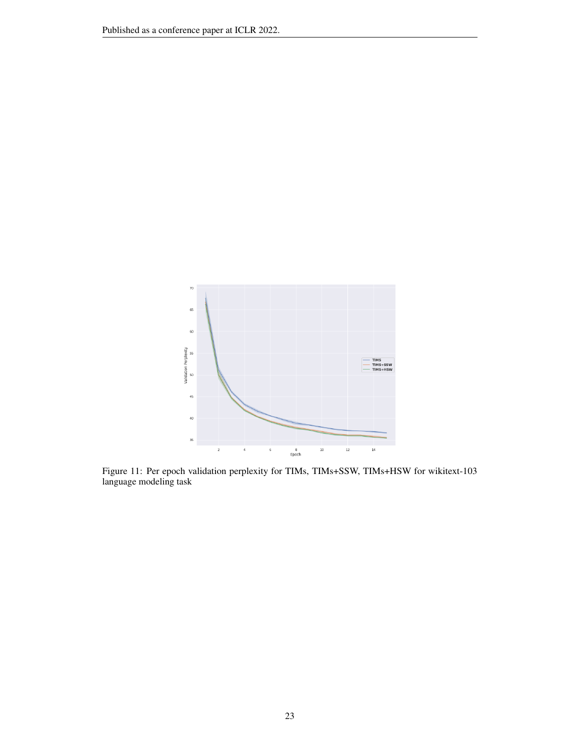70
65
60
55
50
45
40
35
Validation Perplexity
2
4
6
8
10
12
14
Epoch
TIMS
TIMS+SSW
TIMS+HSW

Figure 11: Per epoch validation perplexity for TIMs, TIMs+SSW, TIMs+HSW for wikitext-103 language modeling task